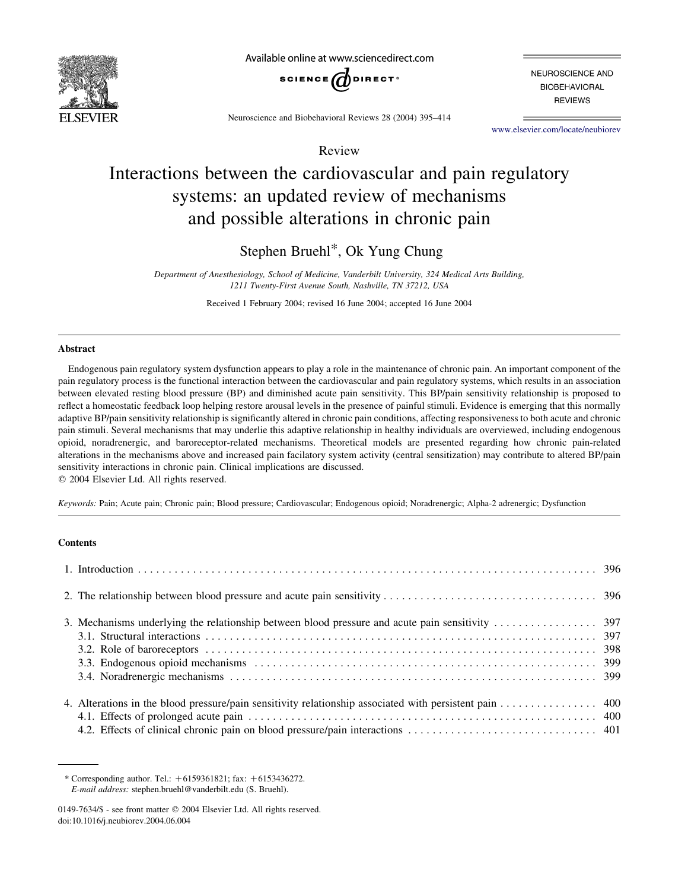Review

# Interactions between the cardiovascular and pain regulatory systems: an updated review of mechanisms and possible alterations in chronic pain

Stephen Bruehl*, Ok Yung Chung

*Department of Anesthesiology, School of Medicine, Vanderbilt University, 324 Medical Arts Building, 1211 Twenty-First Avenue South, Nashville, TN 37212, USA*

Received 1 February 2004; revised 16 June 2004; accepted 16 June 2004

## Abstract

Endogenous pain regulatory system dysfunction appears to play a role in the maintenance of chronic pain. An important component of the pain regulatory process is the functional interaction between the cardiovascular and pain regulatory systems, which results in an association between elevated resting blood pressure (BP) and diminished acute pain sensitivity. This BP/pain sensitivity relationship is proposed to reflect a homeostatic feedback loop helping restore arousal levels in the presence of painful stimuli. Evidence is emerging that this normally adaptive BP/pain sensitivity relationship is significantly altered in chronic pain conditions, affecting responsiveness to both acute and chronic pain stimuli. Several mechanisms that may underlie this adaptive relationship in healthy individuals are overviewed, including endogenous opioid, noradrenergic, and baroreceptor-related mechanisms. Theoretical models are presented regarding how chronic pain-related alterations in the mechanisms above and increased pain facilatory system activity (central sensitization) may contribute to altered BP/pain sensitivity interactions in chronic pain. Clinical implications are discussed.

© 2004 Elsevier Ltd. All rights reserved.

*Keywords:* Pain; Acute pain; Chronic pain; Blood pressure; Cardiovascular; Endogenous opioid; Noradrenergic; Alpha-2 adrenergic; Dysfunction

## Contents

1. Introduction . . . 396
2. The relationship between blood pressure and acute pain sensitivity . . . 396
3. Mechanisms underlying the relationship between blood pressure and acute pain sensitivity . . . 397
   - 3.1. Structural interactions . . . 397
   - 3.2. Role of baroreceptors . . . 398
   - 3.3. Endogenous opioid mechanisms . . . 399
   - 3.4. Noradrenergic mechanisms . . . 399
4. Alterations in the blood pressure/pain sensitivity relationship associated with persistent pain . . . 400
   - 4.1. Effects of prolonged acute pain . . . 400
   - 4.2. Effects of clinical chronic pain on blood pressure/pain interactions . . . 401

---

\* Corresponding author. Tel.: +6159361821; fax: +6153436272.
*E-mail address:* stephen.bruehl@vanderbilt.edu (S. Bruehl).

0149-7634/$ - see front matter © 2004 Elsevier Ltd. All rights reserved.
doi:10.1016/j.neubiorev.2004.06.004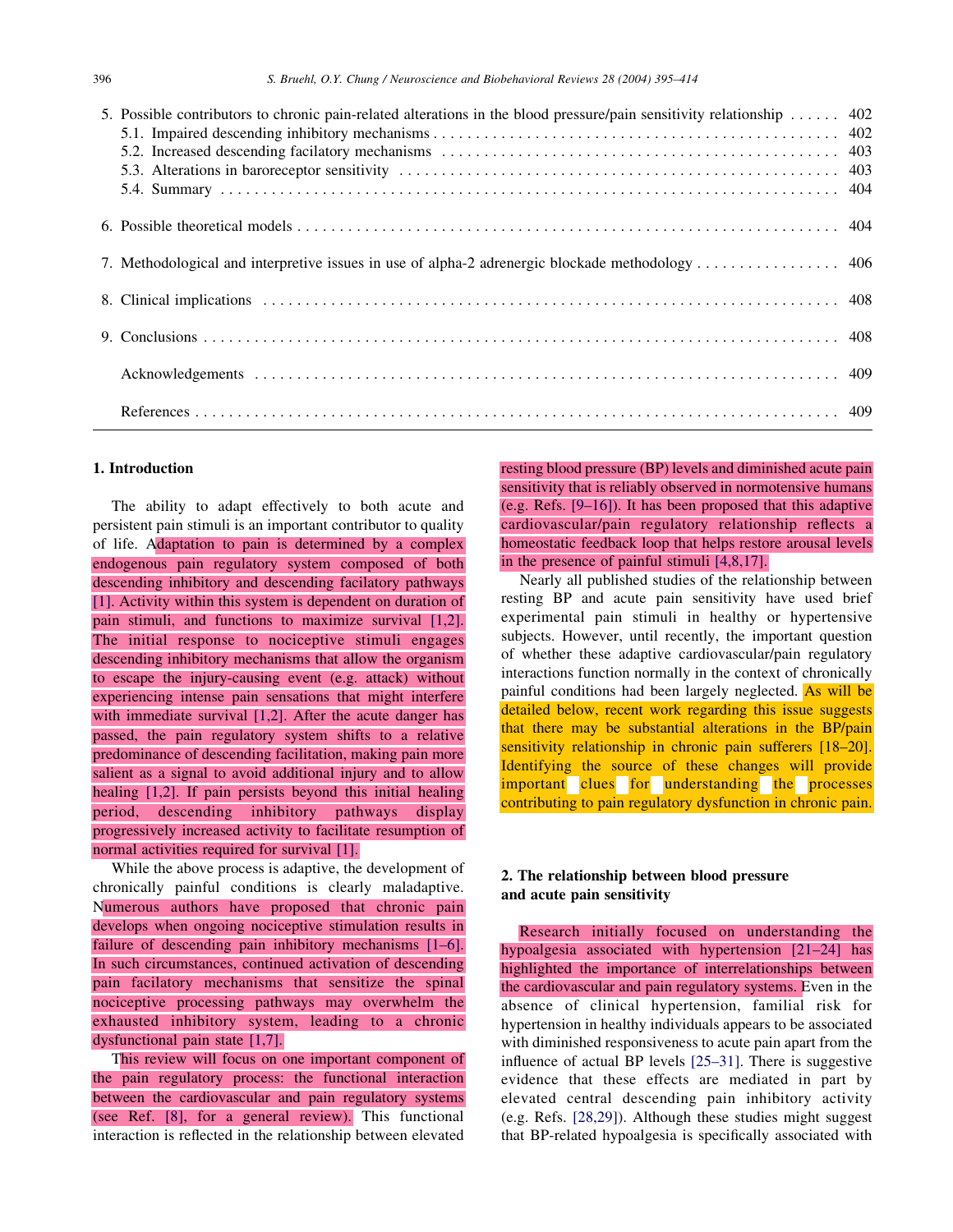5. Possible contributors to chronic pain-related alterations in the blood pressure/pain sensitivity relationship . . . . . . 402
   5.1. Impaired descending inhibitory mechanisms . . . . . . . . . . . . . . . . . . . . . . . . . . . . . . . . . . . . . . . . . . . . . . . . 402
   5.2. Increased descending facilatory mechanisms . . . . . . . . . . . . . . . . . . . . . . . . . . . . . . . . . . . . . . . . . . . . . . . 403
   5.3. Alterations in baroreceptor sensitivity . . . . . . . . . . . . . . . . . . . . . . . . . . . . . . . . . . . . . . . . . . . . . . . . . . . 403
   5.4. Summary . . . . . . . . . . . . . . . . . . . . . . . . . . . . . . . . . . . . . . . . . . . . . . . . . . . . . . . . . . . . . . . . . . . . 404

6. Possible theoretical models . . . . . . . . . . . . . . . . . . . . . . . . . . . . . . . . . . . . . . . . . . . . . . . . . . . . . . . . . . . . 404

7. Methodological and interpretive issues in use of alpha-2 adrenergic blockade methodology . . . . . . . . . . . . . . . . . 406

8. Clinical implications . . . . . . . . . . . . . . . . . . . . . . . . . . . . . . . . . . . . . . . . . . . . . . . . . . . . . . . . . . . . . . . 408

9. Conclusions . . . . . . . . . . . . . . . . . . . . . . . . . . . . . . . . . . . . . . . . . . . . . . . . . . . . . . . . . . . . . . . . . . . . . 408

Acknowledgements . . . . . . . . . . . . . . . . . . . . . . . . . . . . . . . . . . . . . . . . . . . . . . . . . . . . . . . . . . . . . . . . . . . 409

References . . . . . . . . . . . . . . . . . . . . . . . . . . . . . . . . . . . . . . . . . . . . . . . . . . . . . . . . . . . . . . . . . . . . . . . . 409

## 1. Introduction

The ability to adapt effectively to both acute and persistent pain stimuli is an important contributor to quality of life. Adaptation to pain is determined by a complex endogenous pain regulatory system composed of both descending inhibitory and descending facilatory pathways [1]. Activity within this system is dependent on duration of pain stimuli, and functions to maximize survival [1,2]. The initial response to nociceptive stimuli engages descending inhibitory mechanisms that allow the organism to escape the injury-causing event (e.g. attack) without experiencing intense pain sensations that might interfere with immediate survival [1,2]. After the acute danger has passed, the pain regulatory system shifts to a relative predominance of descending facilitation, making pain more salient as a signal to avoid additional injury and to allow healing [1,2]. If pain persists beyond this initial healing period, descending inhibitory pathways display progressively increased activity to facilitate resumption of normal activities required for survival [1].

While the above process is adaptive, the development of chronically painful conditions is clearly maladaptive. Numerous authors have proposed that chronic pain develops when ongoing nociceptive stimulation results in failure of descending pain inhibitory mechanisms [1–6]. In such circumstances, continued activation of descending pain facilatory mechanisms that sensitize the spinal nociceptive processing pathways may overwhelm the exhausted inhibitory system, leading to a chronic dysfunctional pain state [1,7].

This review will focus on one important component of the pain regulatory process: the functional interaction between the cardiovascular and pain regulatory systems (see Ref. [8], for a general review). This functional interaction is reflected in the relationship between elevated resting blood pressure (BP) levels and diminished acute pain sensitivity that is reliably observed in normotensive humans (e.g. Refs. [9–16]). It has been proposed that this adaptive cardiovascular/pain regulatory relationship reflects a homeostatic feedback loop that helps restore arousal levels in the presence of painful stimuli [4,8,17].

Nearly all published studies of the relationship between resting BP and acute pain sensitivity have used brief experimental pain stimuli in healthy or hypertensive subjects. However, until recently, the important question of whether these adaptive cardiovascular/pain regulatory interactions function normally in the context of chronically painful conditions had been largely neglected. As will be detailed below, recent work regarding this issue suggests that there may be substantial alterations in the BP/pain sensitivity relationship in chronic pain sufferers [18–20]. Identifying the source of these changes will provide important clues for understanding the processes contributing to pain regulatory dysfunction in chronic pain.

## 2. The relationship between blood pressure and acute pain sensitivity

Research initially focused on understanding the hypoalgesia associated with hypertension [21–24] has highlighted the importance of interrelationships between the cardiovascular and pain regulatory systems. Even in the absence of clinical hypertension, familial risk for hypertension in healthy individuals appears to be associated with diminished responsiveness to acute pain apart from the influence of actual BP levels [25–31]. There is suggestive evidence that these effects are mediated in part by elevated central descending pain inhibitory activity (e.g. Refs. [28,29]). Although these studies might suggest that BP-related hypoalgesia is specifically associated with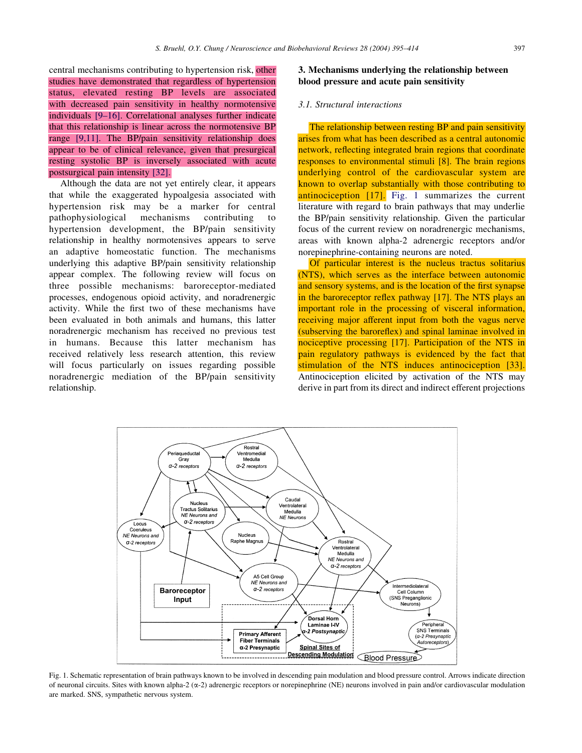central mechanisms contributing to hypertension risk, other studies have demonstrated that regardless of hypertension status, elevated resting BP levels are associated with decreased pain sensitivity in healthy normotensive individuals [9–16]. Correlational analyses further indicate that this relationship is linear across the normotensive BP range [9,11]. The BP/pain sensitivity relationship does appear to be of clinical relevance, given that presurgical resting systolic BP is inversely associated with acute postsurgical pain intensity [32].

Although the data are not yet entirely clear, it appears that while the exaggerated hypoalgesia associated with hypertension risk may be a marker for central pathophysiological mechanisms contributing to hypertension development, the BP/pain sensitivity relationship in healthy normotensives appears to serve an adaptive homeostatic function. The mechanisms underlying this adaptive BP/pain sensitivity relationship appear complex. The following review will focus on three possible mechanisms: baroreceptor-mediated processes, endogenous opioid activity, and noradrenergic activity. While the first two of these mechanisms have been evaluated in both animals and humans, this latter noradrenergic mechanism has received no previous test in humans. Because this latter mechanism has received relatively less research attention, this review will focus particularly on issues regarding possible noradrenergic mediation of the BP/pain sensitivity relationship.

## 3. Mechanisms underlying the relationship between blood pressure and acute pain sensitivity

### *3.1. Structural interactions*

The relationship between resting BP and pain sensitivity arises from what has been described as a central autonomic network, reflecting integrated brain regions that coordinate responses to environmental stimuli [8]. The brain regions underlying control of the cardiovascular system are known to overlap substantially with those contributing to antinociception [17]. Fig. 1 summarizes the current literature with regard to brain pathways that may underlie the BP/pain sensitivity relationship. Given the particular focus of the current review on noradrenergic mechanisms, areas with known alpha-2 adrenergic receptors and/or norepinephrine-containing neurons are noted.

Of particular interest is the nucleus tractus solitarius (NTS), which serves as the interface between autonomic and sensory systems, and is the location of the first synapse in the baroreceptor reflex pathway [17]. The NTS plays an important role in the processing of visceral information, receiving major afferent input from both the vagus nerve (subserving the baroreflex) and spinal laminae involved in nociceptive processing [17]. Participation of the NTS in pain regulatory pathways is evidenced by the fact that stimulation of the NTS induces antinociception [33]. Antinociception elicited by activation of the NTS may derive in part from its direct and indirect efferent projections

Fig. 1. Schematic representation of brain pathways known to be involved in descending pain modulation and blood pressure control. Arrows indicate direction of neuronal circuits. Sites with known alpha-2 (α-2) adrenergic receptors or norepinephrine (NE) neurons involved in pain and/or cardiovascular modulation are marked. SNS, sympathetic nervous system.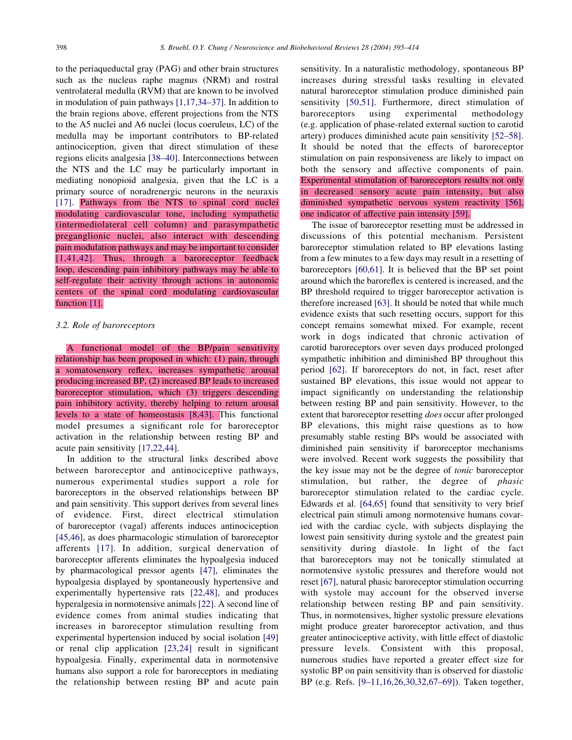to the periaqueductal gray (PAG) and other brain structures such as the nucleus raphe magnus (NRM) and rostral ventrolateral medulla (RVM) that are known to be involved in modulation of pain pathways [1,17,34–37]. In addition to the brain regions above, efferent projections from the NTS to the A5 nuclei and A6 nuclei (locus coeruleus, LC) of the medulla may be important contributors to BP-related antinociception, given that direct stimulation of these regions elicits analgesia [38–40]. Interconnections between the NTS and the LC may be particularly important in mediating nonopioid analgesia, given that the LC is a primary source of noradrenergic neurons in the neuraxis [17]. Pathways from the NTS to spinal cord nuclei modulating cardiovascular tone, including sympathetic (intermediolateral cell column) and parasympathetic preganglionic nuclei, also interact with descending pain modulation pathways and may be important to consider [1,41,42]. Thus, through a baroreceptor feedback loop, descending pain inhibitory pathways may be able to self-regulate their activity through actions in autonomic centers of the spinal cord modulating cardiovascular function [1].

### 3.2. Role of baroreceptors

A functional model of the BP/pain sensitivity relationship has been proposed in which: (1) pain, through a somatosensory reflex, increases sympathetic arousal producing increased BP, (2) increased BP leads to increased baroreceptor stimulation, which (3) triggers descending pain inhibitory activity, thereby helping to return arousal levels to a state of homeostasis [8,43]. This functional model presumes a significant role for baroreceptor activation in the relationship between resting BP and acute pain sensitivity [17,22,44].

In addition to the structural links described above between baroreceptor and antinociceptive pathways, numerous experimental studies support a role for baroreceptors in the observed relationships between BP and pain sensitivity. This support derives from several lines of evidence. First, direct electrical stimulation of baroreceptor (vagal) afferents induces antinociception [45,46], as does pharmacologic stimulation of baroreceptor afferents [17]. In addition, surgical denervation of baroreceptor afferents eliminates the hypoalgesia induced by pharmacological pressor agents [47], eliminates the hypoalgesia displayed by spontaneously hypertensive and experimentally hypertensive rats [22,48], and produces hyperalgesia in normotensive animals [22]. A second line of evidence comes from animal studies indicating that increases in baroreceptor stimulation resulting from experimental hypertension induced by social isolation [49] or renal clip application [23,24] result in significant hypoalgesia. Finally, experimental data in normotensive humans also support a role for baroreceptors in mediating the relationship between resting BP and acute pain sensitivity. In a naturalistic methodology, spontaneous BP increases during stressful tasks resulting in elevated natural baroreceptor stimulation produce diminished pain sensitivity [50,51]. Furthermore, direct stimulation of baroreceptors using experimental methodology (e.g. application of phase-related external suction to carotid artery) produces diminished acute pain sensitivity [52–58]. It should be noted that the effects of baroreceptor stimulation on pain responsiveness are likely to impact on both the sensory and affective components of pain. Experimental stimulation of baroreceptors results not only in decreased sensory acute pain intensity, but also diminished sympathetic nervous system reactivity [56], one indicator of affective pain intensity [59].

The issue of baroreceptor resetting must be addressed in discussions of this potential mechanism. Persistent baroreceptor stimulation related to BP elevations lasting from a few minutes to a few days may result in a resetting of baroreceptors [60,61]. It is believed that the BP set point around which the baroreflex is centered is increased, and the BP threshold required to trigger baroreceptor activation is therefore increased [63]. It should be noted that while much evidence exists that such resetting occurs, support for this concept remains somewhat mixed. For example, recent work in dogs indicated that chronic activation of carotid baroreceptors over seven days produced prolonged sympathetic inhibition and diminished BP throughout this period [62]. If baroreceptors do not, in fact, reset after sustained BP elevations, this issue would not appear to impact significantly on understanding the relationship between resting BP and pain sensitivity. However, to the extent that baroreceptor resetting *does* occur after prolonged BP elevations, this might raise questions as to how presumably stable resting BPs would be associated with diminished pain sensitivity if baroreceptor mechanisms were involved. Recent work suggests the possibility that the key issue may not be the degree of *tonic* baroreceptor stimulation, but rather, the degree of *phasic* baroreceptor stimulation related to the cardiac cycle. Edwards et al. [64,65] found that sensitivity to very brief electrical pain stimuli among normotensive humans covaried with the cardiac cycle, with subjects displaying the lowest pain sensitivity during systole and the greatest pain sensitivity during diastole. In light of the fact that baroreceptors may not be tonically stimulated at normotensive systolic pressures and therefore would not reset [67], natural phasic baroreceptor stimulation occurring with systole may account for the observed inverse relationship between resting BP and pain sensitivity. Thus, in normotensives, higher systolic pressure elevations might produce greater baroreceptor activation, and thus greater antinociceptive activity, with little effect of diastolic pressure levels. Consistent with this proposal, numerous studies have reported a greater effect size for systolic BP on pain sensitivity than is observed for diastolic BP (e.g. Refs. [9–11,16,26,30,32,67–69]). Taken together,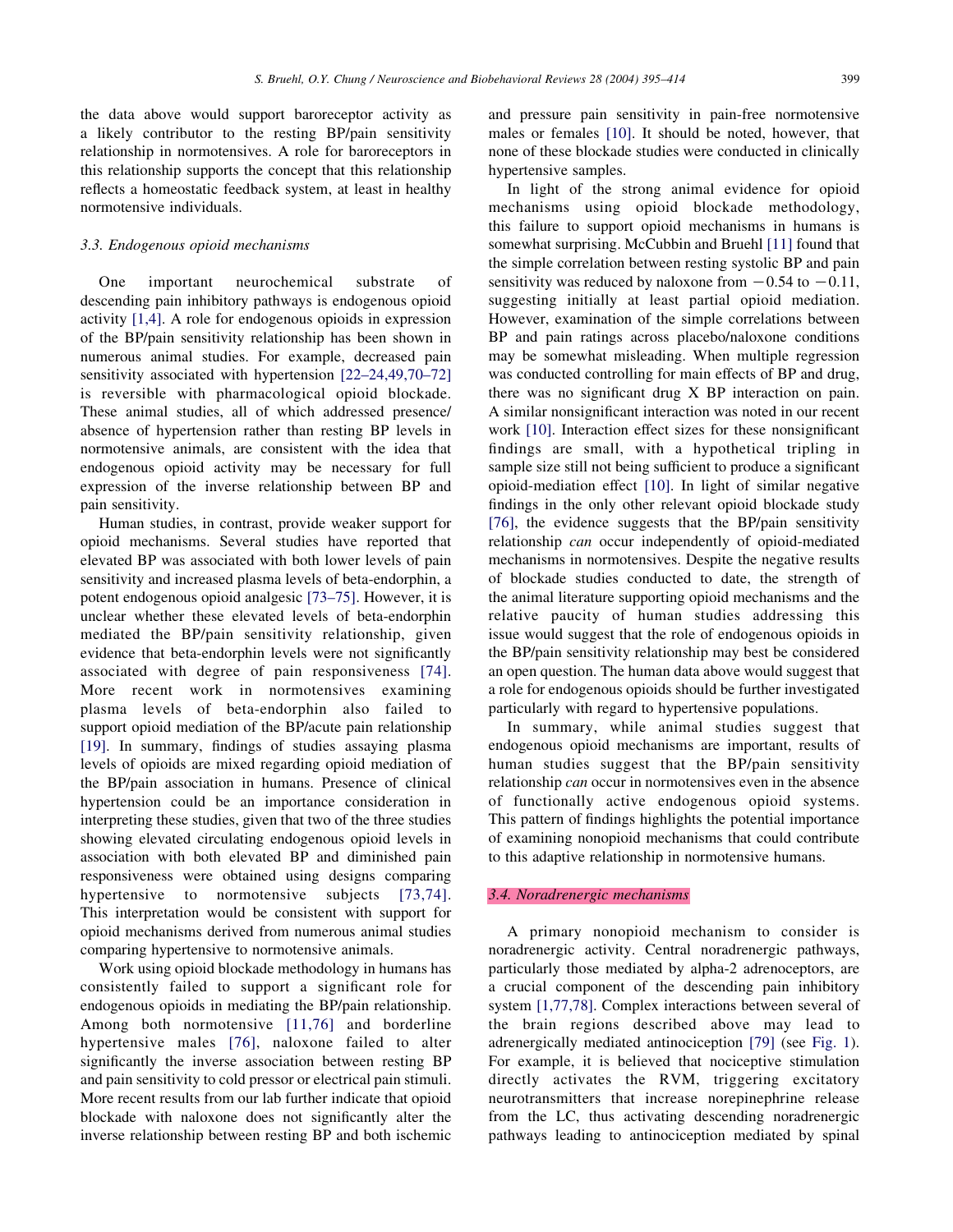the data above would support baroreceptor activity as a likely contributor to the resting BP/pain sensitivity relationship in normotensives. A role for baroreceptors in this relationship supports the concept that this relationship reflects a homeostatic feedback system, at least in healthy normotensive individuals.

### 3.3. Endogenous opioid mechanisms

One important neurochemical substrate of descending pain inhibitory pathways is endogenous opioid activity [1,4]. A role for endogenous opioids in expression of the BP/pain sensitivity relationship has been shown in numerous animal studies. For example, decreased pain sensitivity associated with hypertension [22–24,49,70–72] is reversible with pharmacological opioid blockade. These animal studies, all of which addressed presence/absence of hypertension rather than resting BP levels in normotensive animals, are consistent with the idea that endogenous opioid activity may be necessary for full expression of the inverse relationship between BP and pain sensitivity.

Human studies, in contrast, provide weaker support for opioid mechanisms. Several studies have reported that elevated BP was associated with both lower levels of pain sensitivity and increased plasma levels of beta-endorphin, a potent endogenous opioid analgesic [73–75]. However, it is unclear whether these elevated levels of beta-endorphin mediated the BP/pain sensitivity relationship, given evidence that beta-endorphin levels were not significantly associated with degree of pain responsiveness [74]. More recent work in normotensives examining plasma levels of beta-endorphin also failed to support opioid mediation of the BP/acute pain relationship [19]. In summary, findings of studies assaying plasma levels of opioids are mixed regarding opioid mediation of the BP/pain association in humans. Presence of clinical hypertension could be an importance consideration in interpreting these studies, given that two of the three studies showing elevated circulating endogenous opioid levels in association with both elevated BP and diminished pain responsiveness were obtained using designs comparing hypertensive to normotensive subjects [73,74]. This interpretation would be consistent with support for opioid mechanisms derived from numerous animal studies comparing hypertensive to normotensive animals.

Work using opioid blockade methodology in humans has consistently failed to support a significant role for endogenous opioids in mediating the BP/pain relationship. Among both normotensive [11,76] and borderline hypertensive males [76], naloxone failed to alter significantly the inverse association between resting BP and pain sensitivity to cold pressor or electrical pain stimuli. More recent results from our lab further indicate that opioid blockade with naloxone does not significantly alter the inverse relationship between resting BP and both ischemic and pressure pain sensitivity in pain-free normotensive males or females [10]. It should be noted, however, that none of these blockade studies were conducted in clinically hypertensive samples.

In light of the strong animal evidence for opioid mechanisms using opioid blockade methodology, this failure to support opioid mechanisms in humans is somewhat surprising. McCubbin and Bruehl [11] found that the simple correlation between resting systolic BP and pain sensitivity was reduced by naloxone from $-0.54$ to $-0.11$, suggesting initially at least partial opioid mediation. However, examination of the simple correlations between BP and pain ratings across placebo/naloxone conditions may be somewhat misleading. When multiple regression was conducted controlling for main effects of BP and drug, there was no significant drug X BP interaction on pain. A similar nonsignificant interaction was noted in our recent work [10]. Interaction effect sizes for these nonsignificant findings are small, with a hypothetical tripling in sample size still not being sufficient to produce a significant opioid-mediation effect [10]. In light of similar negative findings in the only other relevant opioid blockade study [76], the evidence suggests that the BP/pain sensitivity relationship *can* occur independently of opioid-mediated mechanisms in normotensives. Despite the negative results of blockade studies conducted to date, the strength of the animal literature supporting opioid mechanisms and the relative paucity of human studies addressing this issue would suggest that the role of endogenous opioids in the BP/pain sensitivity relationship may best be considered an open question. The human data above would suggest that a role for endogenous opioids should be further investigated particularly with regard to hypertensive populations.

In summary, while animal studies suggest that endogenous opioid mechanisms are important, results of human studies suggest that the BP/pain sensitivity relationship *can* occur in normotensives even in the absence of functionally active endogenous opioid systems. This pattern of findings highlights the potential importance of examining nonopioid mechanisms that could contribute to this adaptive relationship in normotensive humans.

### 3.4. Noradrenergic mechanisms

A primary nonopioid mechanism to consider is noradrenergic activity. Central noradrenergic pathways, particularly those mediated by alpha-2 adrenoceptors, are a crucial component of the descending pain inhibitory system [1,77,78]. Complex interactions between several of the brain regions described above may lead to adrenergically mediated antinociception [79] (see Fig. 1). For example, it is believed that nociceptive stimulation directly activates the RVM, triggering excitatory neurotransmitters that increase norepinephrine release from the LC, thus activating descending noradrenergic pathways leading to antinociception mediated by spinal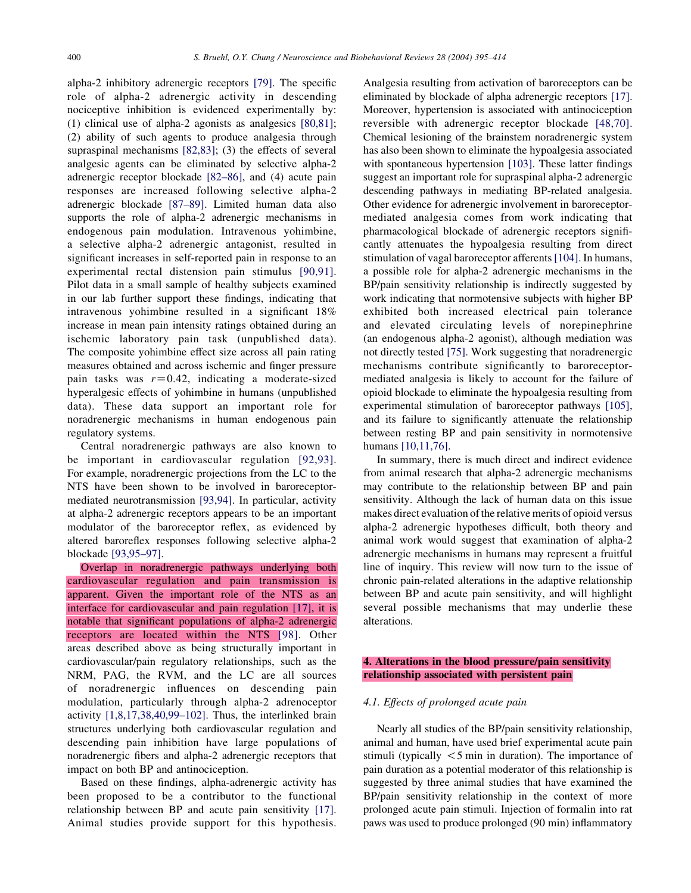alpha-2 inhibitory adrenergic receptors [79]. The specific role of alpha-2 adrenergic activity in descending nociceptive inhibition is evidenced experimentally by: (1) clinical use of alpha-2 agonists as analgesics [80,81]; (2) ability of such agents to produce analgesia through supraspinal mechanisms [82,83]; (3) the effects of several analgesic agents can be eliminated by selective alpha-2 adrenergic receptor blockade [82–86], and (4) acute pain responses are increased following selective alpha-2 adrenergic blockade [87–89]. Limited human data also supports the role of alpha-2 adrenergic mechanisms in endogenous pain modulation. Intravenous yohimbine, a selective alpha-2 adrenergic antagonist, resulted in significant increases in self-reported pain in response to an experimental rectal distension pain stimulus [90,91]. Pilot data in a small sample of healthy subjects examined in our lab further support these findings, indicating that intravenous yohimbine resulted in a significant 18% increase in mean pain intensity ratings obtained during an ischemic laboratory pain task (unpublished data). The composite yohimbine effect size across all pain rating measures obtained and across ischemic and finger pressure pain tasks was $r = 0.42$, indicating a moderate-sized hyperalgesic effects of yohimbine in humans (unpublished data). These data support an important role for noradrenergic mechanisms in human endogenous pain regulatory systems.

Central noradrenergic pathways are also known to be important in cardiovascular regulation [92,93]. For example, noradrenergic projections from the LC to the NTS have been shown to be involved in baroreceptor-mediated neurotransmission [93,94]. In particular, activity at alpha-2 adrenergic receptors appears to be an important modulator of the baroreceptor reflex, as evidenced by altered baroreflex responses following selective alpha-2 blockade [93,95–97].

Overlap in noradrenergic pathways underlying both cardiovascular regulation and pain transmission is apparent. Given the important role of the NTS as an interface for cardiovascular and pain regulation [17], it is notable that significant populations of alpha-2 adrenergic receptors are located within the NTS [98]. Other areas described above as being structurally important in cardiovascular/pain regulatory relationships, such as the NRM, PAG, the RVM, and the LC are all sources of noradrenergic influences on descending pain modulation, particularly through alpha-2 adrenoceptor activity [1,8,17,38,40,99–102]. Thus, the interlinked brain structures underlying both cardiovascular regulation and descending pain inhibition have large populations of noradrenergic fibers and alpha-2 adrenergic receptors that impact on both BP and antinociception.

Based on these findings, alpha-adrenergic activity has been proposed to be a contributor to the functional relationship between BP and acute pain sensitivity [17]. Animal studies provide support for this hypothesis. Analgesia resulting from activation of baroreceptors can be eliminated by blockade of alpha adrenergic receptors [17]. Moreover, hypertension is associated with antinociception reversible with adrenergic receptor blockade [48,70]. Chemical lesioning of the brainstem noradrenergic system has also been shown to eliminate the hypoalgesia associated with spontaneous hypertension [103]. These latter findings suggest an important role for supraspinal alpha-2 adrenergic descending pathways in mediating BP-related analgesia. Other evidence for adrenergic involvement in baroreceptor-mediated analgesia comes from work indicating that pharmacological blockade of adrenergic receptors significantly attenuates the hypoalgesia resulting from direct stimulation of vagal baroreceptor afferents [104]. In humans, a possible role for alpha-2 adrenergic mechanisms in the BP/pain sensitivity relationship is indirectly suggested by work indicating that normotensive subjects with higher BP exhibited both increased electrical pain tolerance and elevated circulating levels of norepinephrine (an endogenous alpha-2 agonist), although mediation was not directly tested [75]. Work suggesting that noradrenergic mechanisms contribute significantly to baroreceptor-mediated analgesia is likely to account for the failure of opioid blockade to eliminate the hypoalgesia resulting from experimental stimulation of baroreceptor pathways [105], and its failure to significantly attenuate the relationship between resting BP and pain sensitivity in normotensive humans [10,11,76].

In summary, there is much direct and indirect evidence from animal research that alpha-2 adrenergic mechanisms may contribute to the relationship between BP and pain sensitivity. Although the lack of human data on this issue makes direct evaluation of the relative merits of opioid versus alpha-2 adrenergic hypotheses difficult, both theory and animal work would suggest that examination of alpha-2 adrenergic mechanisms in humans may represent a fruitful line of inquiry. This review will now turn to the issue of chronic pain-related alterations in the adaptive relationship between BP and acute pain sensitivity, and will highlight several possible mechanisms that may underlie these alterations.

## 4. Alterations in the blood pressure/pain sensitivity relationship associated with persistent pain

### 4.1. *Effects of prolonged acute pain*

Nearly all studies of the BP/pain sensitivity relationship, animal and human, have used brief experimental acute pain stimuli (typically <5 min in duration). The importance of pain duration as a potential moderator of this relationship is suggested by three animal studies that have examined the BP/pain sensitivity relationship in the context of more prolonged acute pain stimuli. Injection of formalin into rat paws was used to produce prolonged (90 min) inflammatory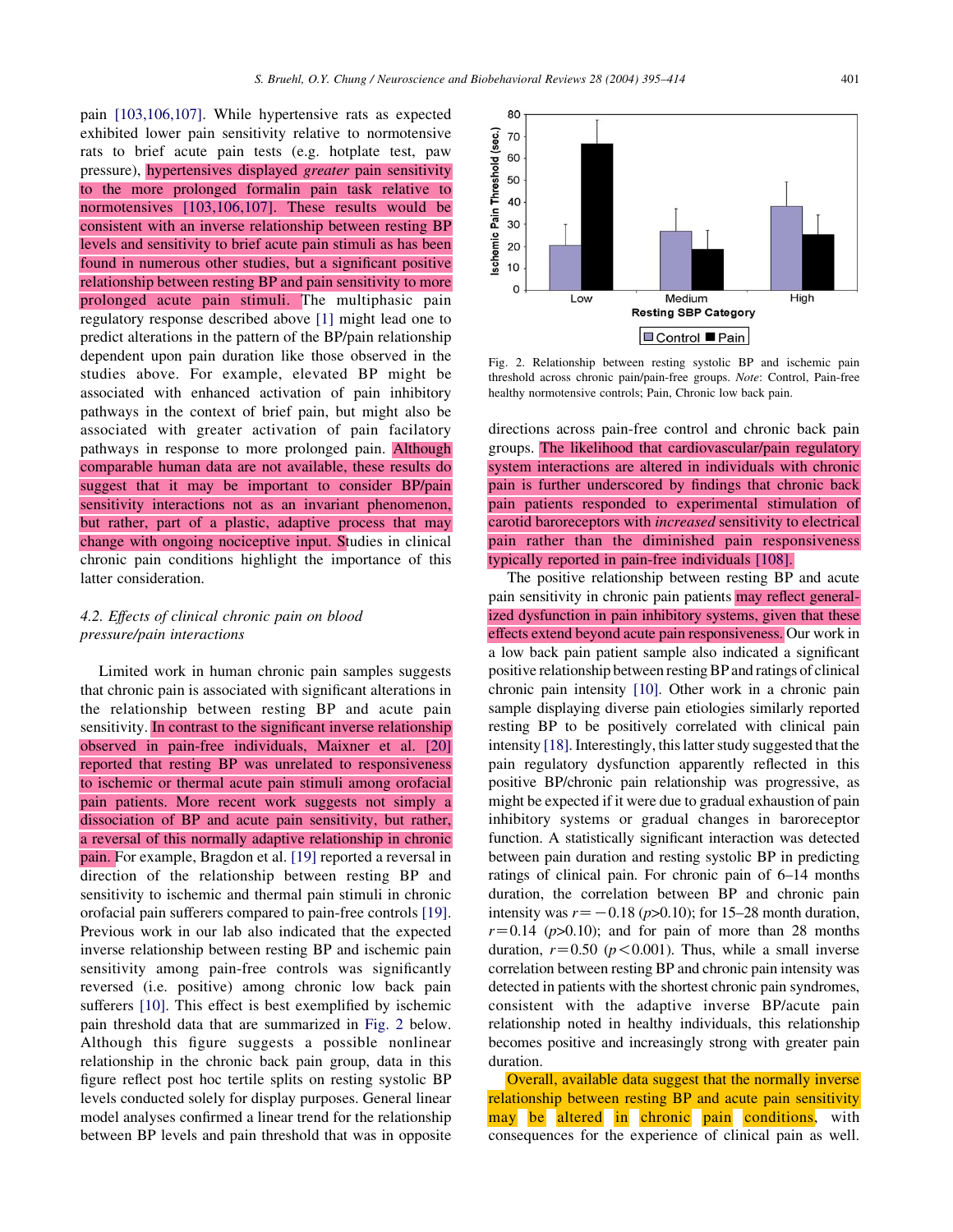pain [103,106,107]. While hypertensive rats as expected exhibited lower pain sensitivity relative to normotensive rats to brief acute pain tests (e.g. hotplate test, paw pressure), hypertensives displayed *greater* pain sensitivity to the more prolonged formalin pain task relative to normotensives [103,106,107]. These results would be consistent with an inverse relationship between resting BP levels and sensitivity to brief acute pain stimuli as has been found in numerous other studies, but a significant positive relationship between resting BP and pain sensitivity to more prolonged acute pain stimuli. The multiphasic pain regulatory response described above [1] might lead one to predict alterations in the pattern of the BP/pain relationship dependent upon pain duration like those observed in the studies above. For example, elevated BP might be associated with enhanced activation of pain inhibitory pathways in the context of brief pain, but might also be associated with greater activation of pain facilatory pathways in response to more prolonged pain. Although comparable human data are not available, these results do suggest that it may be important to consider BP/pain sensitivity interactions not as an invariant phenomenon, but rather, part of a plastic, adaptive process that may change with ongoing nociceptive input. Studies in clinical chronic pain conditions highlight the importance of this latter consideration.

### 4.2. Effects of clinical chronic pain on blood pressure/pain interactions

Limited work in human chronic pain samples suggests that chronic pain is associated with significant alterations in the relationship between resting BP and acute pain sensitivity. In contrast to the significant inverse relationship observed in pain-free individuals, Maixner et al. [20] reported that resting BP was unrelated to responsiveness to ischemic or thermal acute pain stimuli among orofacial pain patients. More recent work suggests not simply a dissociation of BP and acute pain sensitivity, but rather, a reversal of this normally adaptive relationship in chronic pain. For example, Bragdon et al. [19] reported a reversal in direction of the relationship between resting BP and sensitivity to ischemic and thermal pain stimuli in chronic orofacial pain sufferers compared to pain-free controls [19]. Previous work in our lab also indicated that the expected inverse relationship between resting BP and ischemic pain sensitivity among pain-free controls was significantly reversed (i.e. positive) among chronic low back pain sufferers [10]. This effect is best exemplified by ischemic pain threshold data that are summarized in Fig. 2 below. Although this figure suggests a possible nonlinear relationship in the chronic back pain group, data in this figure reflect post hoc tertile splits on resting systolic BP levels conducted solely for display purposes. General linear model analyses confirmed a linear trend for the relationship between BP levels and pain threshold that was in opposite directions across pain-free control and chronic back pain groups. The likelihood that cardiovascular/pain regulatory system interactions are altered in individuals with chronic pain is further underscored by findings that chronic back pain patients responded to experimental stimulation of carotid baroreceptors with *increased* sensitivity to electrical pain rather than the diminished pain responsiveness typically reported in pain-free individuals [108].

Fig. 2. Relationship between resting systolic BP and ischemic pain threshold across chronic pain/pain-free groups. *Note*: Control, Pain-free healthy normotensive controls; Pain, Chronic low back pain.

The positive relationship between resting BP and acute pain sensitivity in chronic pain patients may reflect generalized dysfunction in pain inhibitory systems, given that these effects extend beyond acute pain responsiveness. Our work in a low back pain patient sample also indicated a significant positive relationship between resting BP and ratings of clinical chronic pain intensity [10]. Other work in a chronic pain sample displaying diverse pain etiologies similarly reported resting BP to be positively correlated with clinical pain intensity [18]. Interestingly, this latter study suggested that the pain regulatory dysfunction apparently reflected in this positive BP/chronic pain relationship was progressive, as might be expected if it were due to gradual exhaustion of pain inhibitory systems or gradual changes in baroreceptor function. A statistically significant interaction was detected between pain duration and resting systolic BP in predicting ratings of clinical pain. For chronic pain of 6–14 months duration, the correlation between BP and chronic pain intensity was $r = -0.18$ ($p > 0.10$); for 15–28 month duration, $r = 0.14$ ($p > 0.10$); and for pain of more than 28 months duration, $r = 0.50$ ($p < 0.001$). Thus, while a small inverse correlation between resting BP and chronic pain intensity was detected in patients with the shortest chronic pain syndromes, consistent with the adaptive inverse BP/acute pain relationship noted in healthy individuals, this relationship becomes positive and increasingly strong with greater pain duration.

Overall, available data suggest that the normally inverse relationship between resting BP and acute pain sensitivity may be altered in chronic pain conditions, with consequences for the experience of clinical pain as well.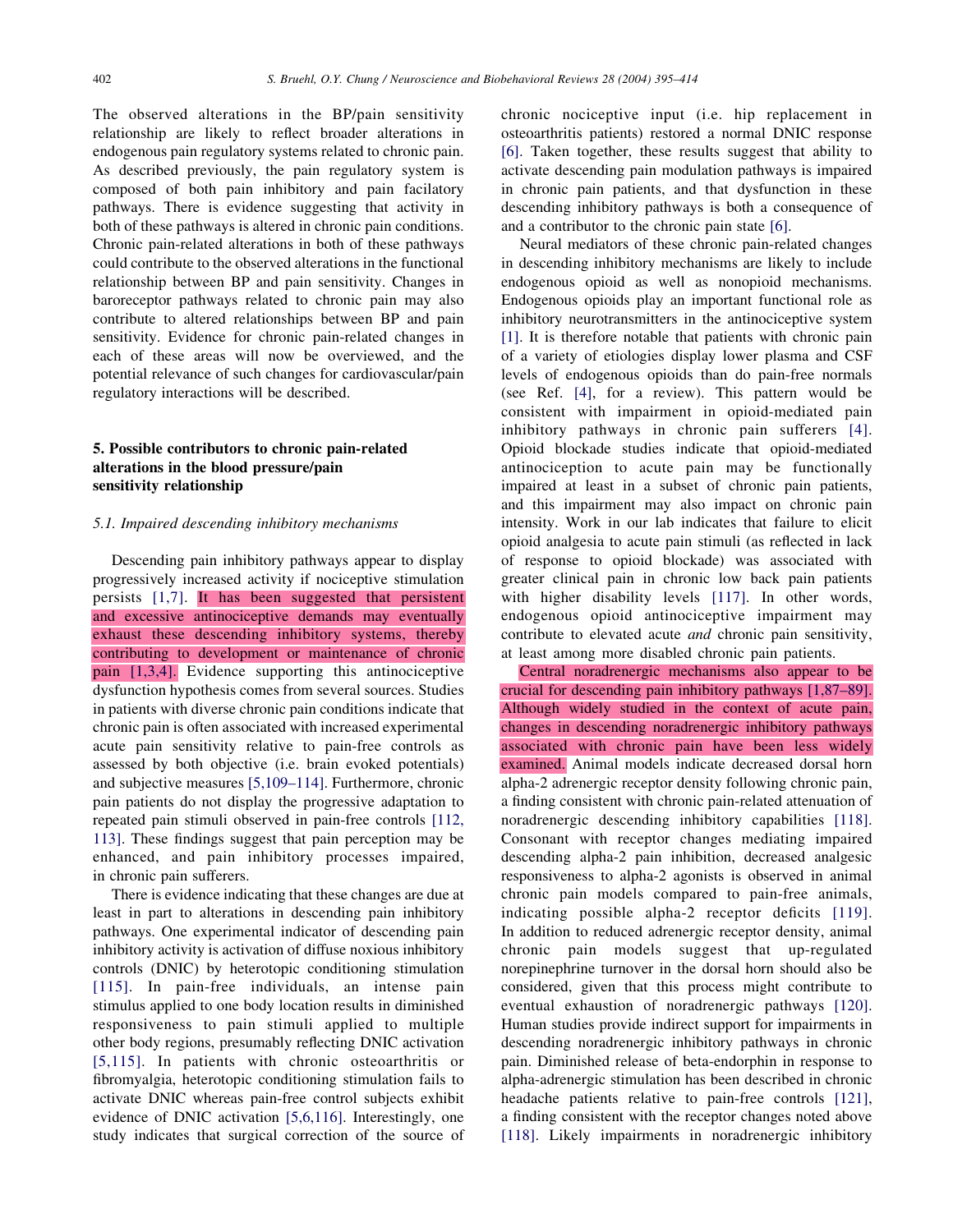The observed alterations in the BP/pain sensitivity relationship are likely to reflect broader alterations in endogenous pain regulatory systems related to chronic pain. As described previously, the pain regulatory system is composed of both pain inhibitory and pain facilatory pathways. There is evidence suggesting that activity in both of these pathways is altered in chronic pain conditions. Chronic pain-related alterations in both of these pathways could contribute to the observed alterations in the functional relationship between BP and pain sensitivity. Changes in baroreceptor pathways related to chronic pain may also contribute to altered relationships between BP and pain sensitivity. Evidence for chronic pain-related changes in each of these areas will now be overviewed, and the potential relevance of such changes for cardiovascular/pain regulatory interactions will be described.

## 5. Possible contributors to chronic pain-related alterations in the blood pressure/pain sensitivity relationship

### 5.1. Impaired descending inhibitory mechanisms

Descending pain inhibitory pathways appear to display progressively increased activity if nociceptive stimulation persists [1,7]. It has been suggested that persistent and excessive antinociceptive demands may eventually exhaust these descending inhibitory systems, thereby contributing to development or maintenance of chronic pain [1,3,4]. Evidence supporting this antinociceptive dysfunction hypothesis comes from several sources. Studies in patients with diverse chronic pain conditions indicate that chronic pain is often associated with increased experimental acute pain sensitivity relative to pain-free controls as assessed by both objective (i.e. brain evoked potentials) and subjective measures [5,109–114]. Furthermore, chronic pain patients do not display the progressive adaptation to repeated pain stimuli observed in pain-free controls [112,113]. These findings suggest that pain perception may be enhanced, and pain inhibitory processes impaired, in chronic pain sufferers.

There is evidence indicating that these changes are due at least in part to alterations in descending pain inhibitory pathways. One experimental indicator of descending pain inhibitory activity is activation of diffuse noxious inhibitory controls (DNIC) by heterotopic conditioning stimulation [115]. In pain-free individuals, an intense pain stimulus applied to one body location results in diminished responsiveness to pain stimuli applied to multiple other body regions, presumably reflecting DNIC activation [5,115]. In patients with chronic osteoarthritis or fibromyalgia, heterotopic conditioning stimulation fails to activate DNIC whereas pain-free control subjects exhibit evidence of DNIC activation [5,6,116]. Interestingly, one study indicates that surgical correction of the source of chronic nociceptive input (i.e. hip replacement in osteoarthritis patients) restored a normal DNIC response [6]. Taken together, these results suggest that ability to activate descending pain modulation pathways is impaired in chronic pain patients, and that dysfunction in these descending inhibitory pathways is both a consequence of and a contributor to the chronic pain state [6].

Neural mediators of these chronic pain-related changes in descending inhibitory mechanisms are likely to include endogenous opioid as well as nonopioid mechanisms. Endogenous opioids play an important functional role as inhibitory neurotransmitters in the antinociceptive system [1]. It is therefore notable that patients with chronic pain of a variety of etiologies display lower plasma and CSF levels of endogenous opioids than do pain-free normals (see Ref. [4], for a review). This pattern would be consistent with impairment in opioid-mediated pain inhibitory pathways in chronic pain sufferers [4]. Opioid blockade studies indicate that opioid-mediated antinociception to acute pain may be functionally impaired at least in a subset of chronic pain patients, and this impairment may also impact on chronic pain intensity. Work in our lab indicates that failure to elicit opioid analgesia to acute pain stimuli (as reflected in lack of response to opioid blockade) was associated with greater clinical pain in chronic low back pain patients with higher disability levels [117]. In other words, endogenous opioid antinociceptive impairment may contribute to elevated acute *and* chronic pain sensitivity, at least among more disabled chronic pain patients.

Central noradrenergic mechanisms also appear to be crucial for descending pain inhibitory pathways [1,87–89]. Although widely studied in the context of acute pain, changes in descending noradrenergic inhibitory pathways associated with chronic pain have been less widely examined. Animal models indicate decreased dorsal horn alpha-2 adrenergic receptor density following chronic pain, a finding consistent with chronic pain-related attenuation of noradrenergic descending inhibitory capabilities [118]. Consonant with receptor changes mediating impaired descending alpha-2 pain inhibition, decreased analgesic responsiveness to alpha-2 agonists is observed in animal chronic pain models compared to pain-free animals, indicating possible alpha-2 receptor deficits [119]. In addition to reduced adrenergic receptor density, animal chronic pain models suggest that up-regulated norepinephrine turnover in the dorsal horn should also be considered, given that this process might contribute to eventual exhaustion of noradrenergic pathways [120]. Human studies provide indirect support for impairments in descending noradrenergic inhibitory pathways in chronic pain. Diminished release of beta-endorphin in response to alpha-adrenergic stimulation has been described in chronic headache patients relative to pain-free controls [121], a finding consistent with the receptor changes noted above [118]. Likely impairments in noradrenergic inhibitory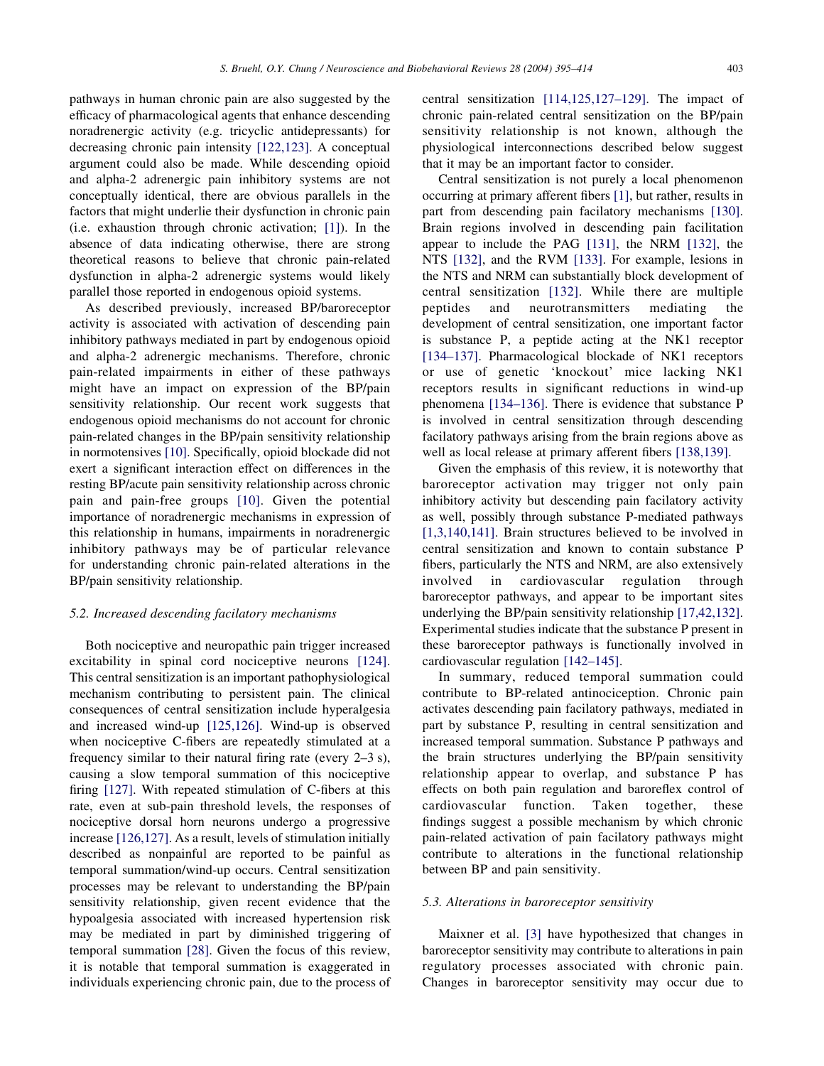pathways in human chronic pain are also suggested by the efficacy of pharmacological agents that enhance descending noradrenergic activity (e.g. tricyclic antidepressants) for decreasing chronic pain intensity [122,123]. A conceptual argument could also be made. While descending opioid and alpha-2 adrenergic pain inhibitory systems are not conceptually identical, there are obvious parallels in the factors that might underlie their dysfunction in chronic pain (i.e. exhaustion through chronic activation; [1]). In the absence of data indicating otherwise, there are strong theoretical reasons to believe that chronic pain-related dysfunction in alpha-2 adrenergic systems would likely parallel those reported in endogenous opioid systems.

As described previously, increased BP/baroreceptor activity is associated with activation of descending pain inhibitory pathways mediated in part by endogenous opioid and alpha-2 adrenergic mechanisms. Therefore, chronic pain-related impairments in either of these pathways might have an impact on expression of the BP/pain sensitivity relationship. Our recent work suggests that endogenous opioid mechanisms do not account for chronic pain-related changes in the BP/pain sensitivity relationship in normotensives [10]. Specifically, opioid blockade did not exert a significant interaction effect on differences in the resting BP/acute pain sensitivity relationship across chronic pain and pain-free groups [10]. Given the potential importance of noradrenergic mechanisms in expression of this relationship in humans, impairments in noradrenergic inhibitory pathways may be of particular relevance for understanding chronic pain-related alterations in the BP/pain sensitivity relationship.

### 5.2. Increased descending facilatory mechanisms

Both nociceptive and neuropathic pain trigger increased excitability in spinal cord nociceptive neurons [124]. This central sensitization is an important pathophysiological mechanism contributing to persistent pain. The clinical consequences of central sensitization include hyperalgesia and increased wind-up [125,126]. Wind-up is observed when nociceptive C-fibers are repeatedly stimulated at a frequency similar to their natural firing rate (every 2–3 s), causing a slow temporal summation of this nociceptive firing [127]. With repeated stimulation of C-fibers at this rate, even at sub-pain threshold levels, the responses of nociceptive dorsal horn neurons undergo a progressive increase [126,127]. As a result, levels of stimulation initially described as nonpainful are reported to be painful as temporal summation/wind-up occurs. Central sensitization processes may be relevant to understanding the BP/pain sensitivity relationship, given recent evidence that the hypoalgesia associated with increased hypertension risk may be mediated in part by diminished triggering of temporal summation [28]. Given the focus of this review, it is notable that temporal summation is exaggerated in individuals experiencing chronic pain, due to the process of central sensitization [114,125,127–129]. The impact of chronic pain-related central sensitization on the BP/pain sensitivity relationship is not known, although the physiological interconnections described below suggest that it may be an important factor to consider.

Central sensitization is not purely a local phenomenon occurring at primary afferent fibers [1], but rather, results in part from descending pain facilatory mechanisms [130]. Brain regions involved in descending pain facilitation appear to include the PAG [131], the NRM [132], the NTS [132], and the RVM [133]. For example, lesions in the NTS and NRM can substantially block development of central sensitization [132]. While there are multiple peptides and neurotransmitters mediating the development of central sensitization, one important factor is substance P, a peptide acting at the NK1 receptor [134–137]. Pharmacological blockade of NK1 receptors or use of genetic 'knockout' mice lacking NK1 receptors results in significant reductions in wind-up phenomena [134–136]. There is evidence that substance P is involved in central sensitization through descending facilatory pathways arising from the brain regions above as well as local release at primary afferent fibers [138,139].

Given the emphasis of this review, it is noteworthy that baroreceptor activation may trigger not only pain inhibitory activity but descending pain facilatory activity as well, possibly through substance P-mediated pathways [1,3,140,141]. Brain structures believed to be involved in central sensitization and known to contain substance P fibers, particularly the NTS and NRM, are also extensively involved in cardiovascular regulation through baroreceptor pathways, and appear to be important sites underlying the BP/pain sensitivity relationship [17,42,132]. Experimental studies indicate that the substance P present in these baroreceptor pathways is functionally involved in cardiovascular regulation [142–145].

In summary, reduced temporal summation could contribute to BP-related antinociception. Chronic pain activates descending pain facilatory pathways, mediated in part by substance P, resulting in central sensitization and increased temporal summation. Substance P pathways and the brain structures underlying the BP/pain sensitivity relationship appear to overlap, and substance P has effects on both pain regulation and baroreflex control of cardiovascular function. Taken together, these findings suggest a possible mechanism by which chronic pain-related activation of pain facilatory pathways might contribute to alterations in the functional relationship between BP and pain sensitivity.

### 5.3. Alterations in baroreceptor sensitivity

Maixner et al. [3] have hypothesized that changes in baroreceptor sensitivity may contribute to alterations in pain regulatory processes associated with chronic pain. Changes in baroreceptor sensitivity may occur due to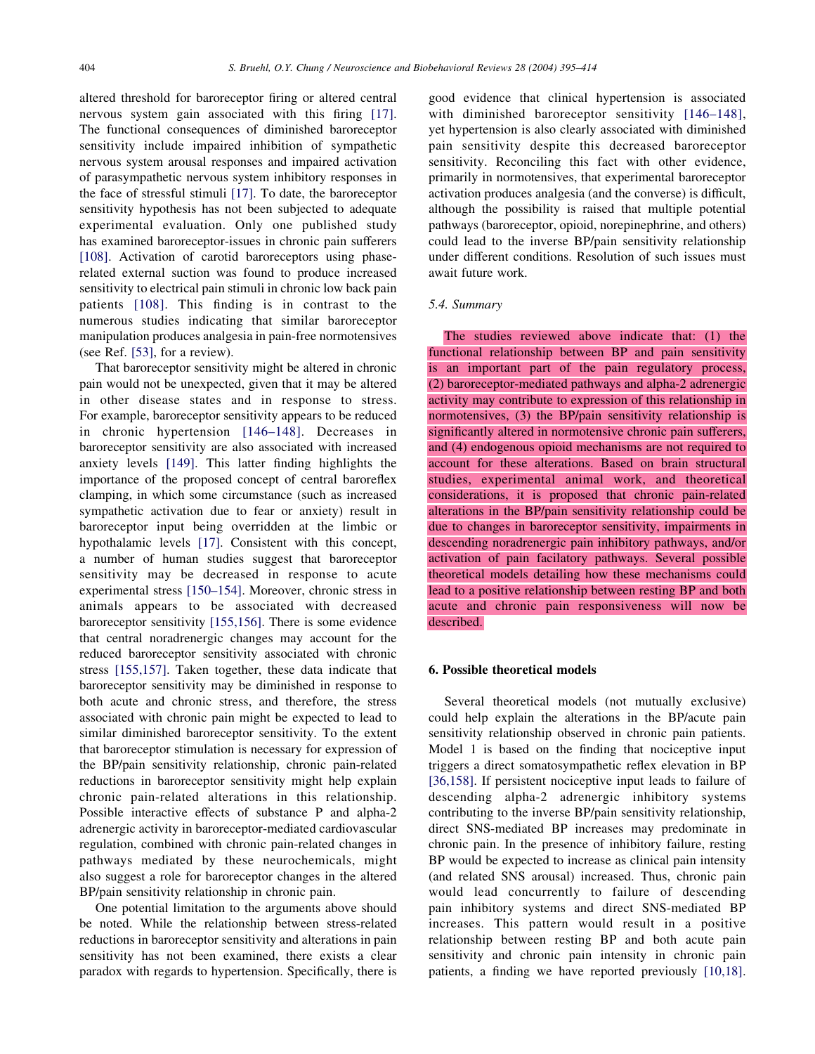altered threshold for baroreceptor firing or altered central nervous system gain associated with this firing [17]. The functional consequences of diminished baroreceptor sensitivity include impaired inhibition of sympathetic nervous system arousal responses and impaired activation of parasympathetic nervous system inhibitory responses in the face of stressful stimuli [17]. To date, the baroreceptor sensitivity hypothesis has not been subjected to adequate experimental evaluation. Only one published study has examined baroreceptor-issues in chronic pain sufferers [108]. Activation of carotid baroreceptors using phase-related external suction was found to produce increased sensitivity to electrical pain stimuli in chronic low back pain patients [108]. This finding is in contrast to the numerous studies indicating that similar baroreceptor manipulation produces analgesia in pain-free normotensives (see Ref. [53], for a review).

That baroreceptor sensitivity might be altered in chronic pain would not be unexpected, given that it may be altered in other disease states and in response to stress. For example, baroreceptor sensitivity appears to be reduced in chronic hypertension [146–148]. Decreases in baroreceptor sensitivity are also associated with increased anxiety levels [149]. This latter finding highlights the importance of the proposed concept of central baroreflex clamping, in which some circumstance (such as increased sympathetic activation due to fear or anxiety) result in baroreceptor input being overridden at the limbic or hypothalamic levels [17]. Consistent with this concept, a number of human studies suggest that baroreceptor sensitivity may be decreased in response to acute experimental stress [150–154]. Moreover, chronic stress in animals appears to be associated with decreased baroreceptor sensitivity [155,156]. There is some evidence that central noradrenergic changes may account for the reduced baroreceptor sensitivity associated with chronic stress [155,157]. Taken together, these data indicate that baroreceptor sensitivity may be diminished in response to both acute and chronic stress, and therefore, the stress associated with chronic pain might be expected to lead to similar diminished baroreceptor sensitivity. To the extent that baroreceptor stimulation is necessary for expression of the BP/pain sensitivity relationship, chronic pain-related reductions in baroreceptor sensitivity might help explain chronic pain-related alterations in this relationship. Possible interactive effects of substance P and alpha-2 adrenergic activity in baroreceptor-mediated cardiovascular regulation, combined with chronic pain-related changes in pathways mediated by these neurochemicals, might also suggest a role for baroreceptor changes in the altered BP/pain sensitivity relationship in chronic pain.

One potential limitation to the arguments above should be noted. While the relationship between stress-related reductions in baroreceptor sensitivity and alterations in pain sensitivity has not been examined, there exists a clear paradox with regards to hypertension. Specifically, there is good evidence that clinical hypertension is associated with diminished baroreceptor sensitivity [146–148], yet hypertension is also clearly associated with diminished pain sensitivity despite this decreased baroreceptor sensitivity. Reconciling this fact with other evidence, primarily in normotensives, that experimental baroreceptor activation produces analgesia (and the converse) is difficult, although the possibility is raised that multiple potential pathways (baroreceptor, opioid, norepinephrine, and others) could lead to the inverse BP/pain sensitivity relationship under different conditions. Resolution of such issues must await future work.

### 5.4. Summary

The studies reviewed above indicate that: (1) the functional relationship between BP and pain sensitivity is an important part of the pain regulatory process, (2) baroreceptor-mediated pathways and alpha-2 adrenergic activity may contribute to expression of this relationship in normotensives, (3) the BP/pain sensitivity relationship is significantly altered in normotensive chronic pain sufferers, and (4) endogenous opioid mechanisms are not required to account for these alterations. Based on brain structural studies, experimental animal work, and theoretical considerations, it is proposed that chronic pain-related alterations in the BP/pain sensitivity relationship could be due to changes in baroreceptor sensitivity, impairments in descending noradrenergic pain inhibitory pathways, and/or activation of pain facilatory pathways. Several possible theoretical models detailing how these mechanisms could lead to a positive relationship between resting BP and both acute and chronic pain responsiveness will now be described.

## 6. Possible theoretical models

Several theoretical models (not mutually exclusive) could help explain the alterations in the BP/acute pain sensitivity relationship observed in chronic pain patients. Model 1 is based on the finding that nociceptive input triggers a direct somatosympathetic reflex elevation in BP [36,158]. If persistent nociceptive input leads to failure of descending alpha-2 adrenergic inhibitory systems contributing to the inverse BP/pain sensitivity relationship, direct SNS-mediated BP increases may predominate in chronic pain. In the presence of inhibitory failure, resting BP would be expected to increase as clinical pain intensity (and related SNS arousal) increased. Thus, chronic pain would lead concurrently to failure of descending pain inhibitory systems and direct SNS-mediated BP increases. This pattern would result in a positive relationship between resting BP and both acute pain sensitivity and chronic pain intensity in chronic pain patients, a finding we have reported previously [10,18].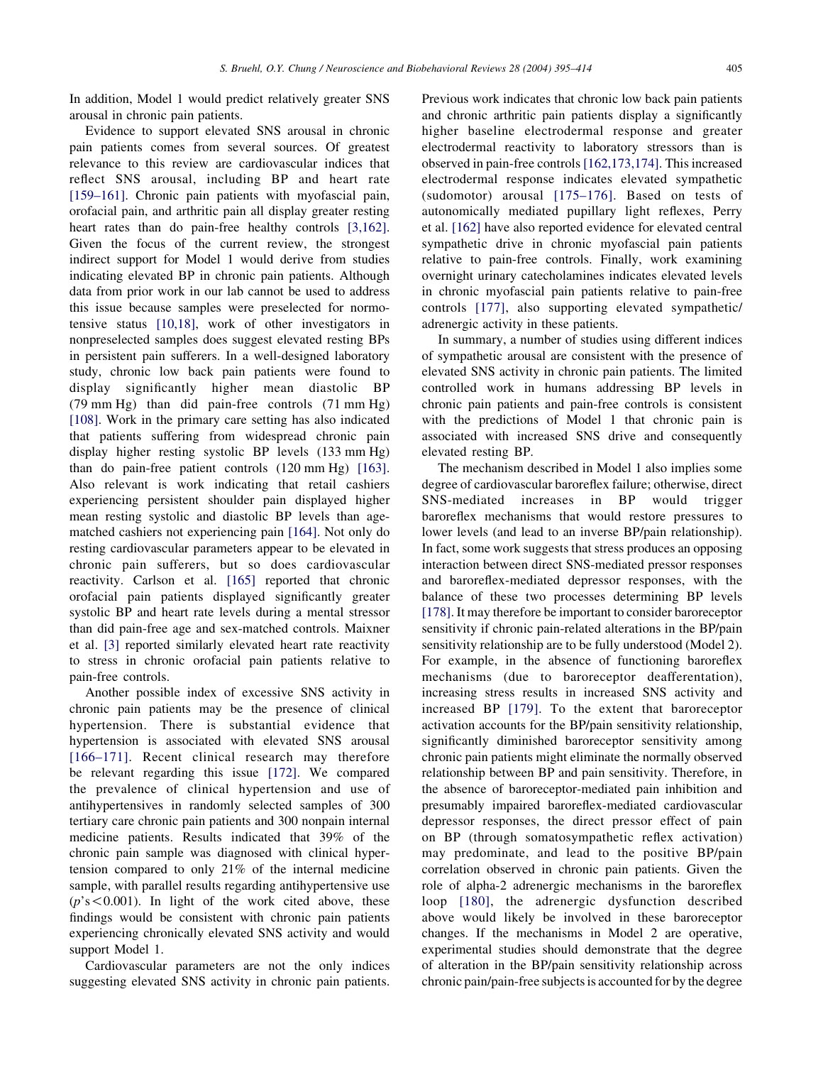In addition, Model 1 would predict relatively greater SNS arousal in chronic pain patients.

Evidence to support elevated SNS arousal in chronic pain patients comes from several sources. Of greatest relevance to this review are cardiovascular indices that reflect SNS arousal, including BP and heart rate [159–161]. Chronic pain patients with myofascial pain, orofacial pain, and arthritic pain all display greater resting heart rates than do pain-free healthy controls [3,162]. Given the focus of the current review, the strongest indirect support for Model 1 would derive from studies indicating elevated BP in chronic pain patients. Although data from prior work in our lab cannot be used to address this issue because samples were preselected for normotensive status [10,18], work of other investigators in nonpreselected samples does suggest elevated resting BPs in persistent pain sufferers. In a well-designed laboratory study, chronic low back pain patients were found to display significantly higher mean diastolic BP (79 mm Hg) than did pain-free controls (71 mm Hg) [108]. Work in the primary care setting has also indicated that patients suffering from widespread chronic pain display higher resting systolic BP levels (133 mm Hg) than do pain-free patient controls (120 mm Hg) [163]. Also relevant is work indicating that retail cashiers experiencing persistent shoulder pain displayed higher mean resting systolic and diastolic BP levels than age-matched cashiers not experiencing pain [164]. Not only do resting cardiovascular parameters appear to be elevated in chronic pain sufferers, but so does cardiovascular reactivity. Carlson et al. [165] reported that chronic orofacial pain patients displayed significantly greater systolic BP and heart rate levels during a mental stressor than did pain-free age and sex-matched controls. Maixner et al. [3] reported similarly elevated heart rate reactivity to stress in chronic orofacial pain patients relative to pain-free controls.

Another possible index of excessive SNS activity in chronic pain patients may be the presence of clinical hypertension. There is substantial evidence that hypertension is associated with elevated SNS arousal [166–171]. Recent clinical research may therefore be relevant regarding this issue [172]. We compared the prevalence of clinical hypertension and use of antihypertensives in randomly selected samples of 300 tertiary care chronic pain patients and 300 nonpain internal medicine patients. Results indicated that 39% of the chronic pain sample was diagnosed with clinical hypertension compared to only 21% of the internal medicine sample, with parallel results regarding antihypertensive use ($p$'s $<0.001$). In light of the work cited above, these findings would be consistent with chronic pain patients experiencing chronically elevated SNS activity and would support Model 1.

Cardiovascular parameters are not the only indices suggesting elevated SNS activity in chronic pain patients. Previous work indicates that chronic low back pain patients and chronic arthritic pain patients display a significantly higher baseline electrodermal response and greater electrodermal reactivity to laboratory stressors than is observed in pain-free controls [162,173,174]. This increased electrodermal response indicates elevated sympathetic (sudomotor) arousal [175–176]. Based on tests of autonomically mediated pupillary light reflexes, Perry et al. [162] have also reported evidence for elevated central sympathetic drive in chronic myofascial pain patients relative to pain-free controls. Finally, work examining overnight urinary catecholamines indicates elevated levels in chronic myofascial pain patients relative to pain-free controls [177], also supporting elevated sympathetic/adrenergic activity in these patients.

In summary, a number of studies using different indices of sympathetic arousal are consistent with the presence of elevated SNS activity in chronic pain patients. The limited controlled work in humans addressing BP levels in chronic pain patients and pain-free controls is consistent with the predictions of Model 1 that chronic pain is associated with increased SNS drive and consequently elevated resting BP.

The mechanism described in Model 1 also implies some degree of cardiovascular baroreflex failure; otherwise, direct SNS-mediated increases in BP would trigger baroreflex mechanisms that would restore pressures to lower levels (and lead to an inverse BP/pain relationship). In fact, some work suggests that stress produces an opposing interaction between direct SNS-mediated pressor responses and baroreflex-mediated depressor responses, with the balance of these two processes determining BP levels [178]. It may therefore be important to consider baroreceptor sensitivity if chronic pain-related alterations in the BP/pain sensitivity relationship are to be fully understood (Model 2). For example, in the absence of functioning baroreflex mechanisms (due to baroreceptor deafferentation), increasing stress results in increased SNS activity and increased BP [179]. To the extent that baroreceptor activation accounts for the BP/pain sensitivity relationship, significantly diminished baroreceptor sensitivity among chronic pain patients might eliminate the normally observed relationship between BP and pain sensitivity. Therefore, in the absence of baroreceptor-mediated pain inhibition and presumably impaired baroreflex-mediated cardiovascular depressor responses, the direct pressor effect of pain on BP (through somatosympathetic reflex activation) may predominate, and lead to the positive BP/pain correlation observed in chronic pain patients. Given the role of alpha-2 adrenergic mechanisms in the baroreflex loop [180], the adrenergic dysfunction described above would likely be involved in these baroreceptor changes. If the mechanisms in Model 2 are operative, experimental studies should demonstrate that the degree of alteration in the BP/pain sensitivity relationship across chronic pain/pain-free subjects is accounted for by the degree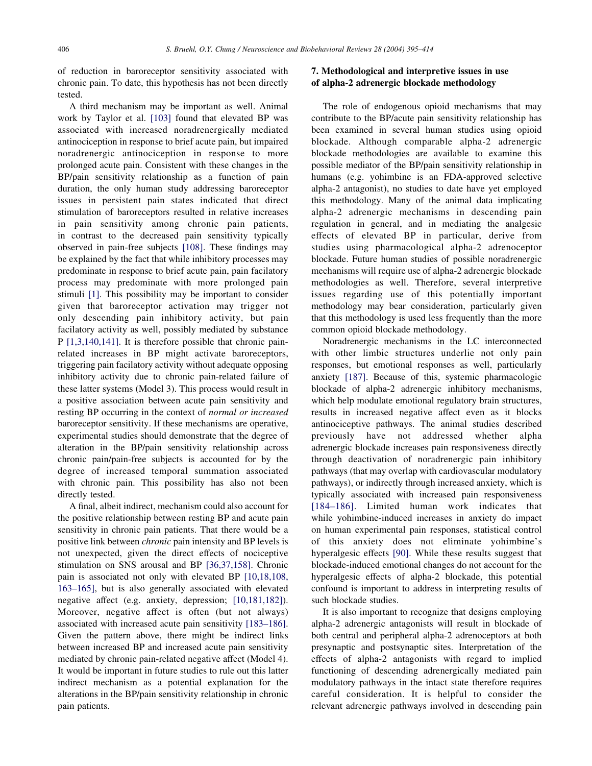of reduction in baroreceptor sensitivity associated with chronic pain. To date, this hypothesis has not been directly tested.

A third mechanism may be important as well. Animal work by Taylor et al. [103] found that elevated BP was associated with increased noradrenergically mediated antinociception in response to brief acute pain, but impaired noradrenergic antinociception in response to more prolonged acute pain. Consistent with these changes in the BP/pain sensitivity relationship as a function of pain duration, the only human study addressing baroreceptor issues in persistent pain states indicated that direct stimulation of baroreceptors resulted in relative increases in pain sensitivity among chronic pain patients, in contrast to the decreased pain sensitivity typically observed in pain-free subjects [108]. These findings may be explained by the fact that while inhibitory processes may predominate in response to brief acute pain, pain facilatory process may predominate with more prolonged pain stimuli [1]. This possibility may be important to consider given that baroreceptor activation may trigger not only descending pain inhibitory activity, but pain facilatory activity as well, possibly mediated by substance P [1,3,140,141]. It is therefore possible that chronic pain-related increases in BP might activate baroreceptors, triggering pain facilatory activity without adequate opposing inhibitory activity due to chronic pain-related failure of these latter systems (Model 3). This process would result in a positive association between acute pain sensitivity and resting BP occurring in the context of *normal or increased* baroreceptor sensitivity. If these mechanisms are operative, experimental studies should demonstrate that the degree of alteration in the BP/pain sensitivity relationship across chronic pain/pain-free subjects is accounted for by the degree of increased temporal summation associated with chronic pain. This possibility has also not been directly tested.

A final, albeit indirect, mechanism could also account for the positive relationship between resting BP and acute pain sensitivity in chronic pain patients. That there would be a positive link between *chronic* pain intensity and BP levels is not unexpected, given the direct effects of nociceptive stimulation on SNS arousal and BP [36,37,158]. Chronic pain is associated not only with elevated BP [10,18,108, 163–165], but is also generally associated with elevated negative affect (e.g. anxiety, depression; [10,181,182]). Moreover, negative affect is often (but not always) associated with increased acute pain sensitivity [183–186]. Given the pattern above, there might be indirect links between increased BP and increased acute pain sensitivity mediated by chronic pain-related negative affect (Model 4). It would be important in future studies to rule out this latter indirect mechanism as a potential explanation for the alterations in the BP/pain sensitivity relationship in chronic pain patients.

## 7. Methodological and interpretive issues in use of alpha-2 adrenergic blockade methodology

The role of endogenous opioid mechanisms that may contribute to the BP/acute pain sensitivity relationship has been examined in several human studies using opioid blockade. Although comparable alpha-2 adrenergic blockade methodologies are available to examine this possible mediator of the BP/pain sensitivity relationship in humans (e.g. yohimbine is an FDA-approved selective alpha-2 antagonist), no studies to date have yet employed this methodology. Many of the animal data implicating alpha-2 adrenergic mechanisms in descending pain regulation in general, and in mediating the analgesic effects of elevated BP in particular, derive from studies using pharmacological alpha-2 adrenoceptor blockade. Future human studies of possible noradrenergic mechanisms will require use of alpha-2 adrenergic blockade methodologies as well. Therefore, several interpretive issues regarding use of this potentially important methodology may bear consideration, particularly given that this methodology is used less frequently than the more common opioid blockade methodology.

Noradrenergic mechanisms in the LC interconnected with other limbic structures underlie not only pain responses, but emotional responses as well, particularly anxiety [187]. Because of this, systemic pharmacologic blockade of alpha-2 adrenergic inhibitory mechanisms, which help modulate emotional regulatory brain structures, results in increased negative affect even as it blocks antinociceptive pathways. The animal studies described previously have not addressed whether alpha adrenergic blockade increases pain responsiveness directly through deactivation of noradrenergic pain inhibitory pathways (that may overlap with cardiovascular modulatory pathways), or indirectly through increased anxiety, which is typically associated with increased pain responsiveness [184–186]. Limited human work indicates that while yohimbine-induced increases in anxiety do impact on human experimental pain responses, statistical control of this anxiety does not eliminate yohimbine's hyperalgesic effects [90]. While these results suggest that blockade-induced emotional changes do not account for the hyperalgesic effects of alpha-2 blockade, this potential confound is important to address in interpreting results of such blockade studies.

It is also important to recognize that designs employing alpha-2 adrenergic antagonists will result in blockade of both central and peripheral alpha-2 adrenoceptors at both presynaptic and postsynaptic sites. Interpretation of the effects of alpha-2 antagonists with regard to implied functioning of descending adrenergically mediated pain modulatory pathways in the intact state therefore requires careful consideration. It is helpful to consider the relevant adrenergic pathways involved in descending pain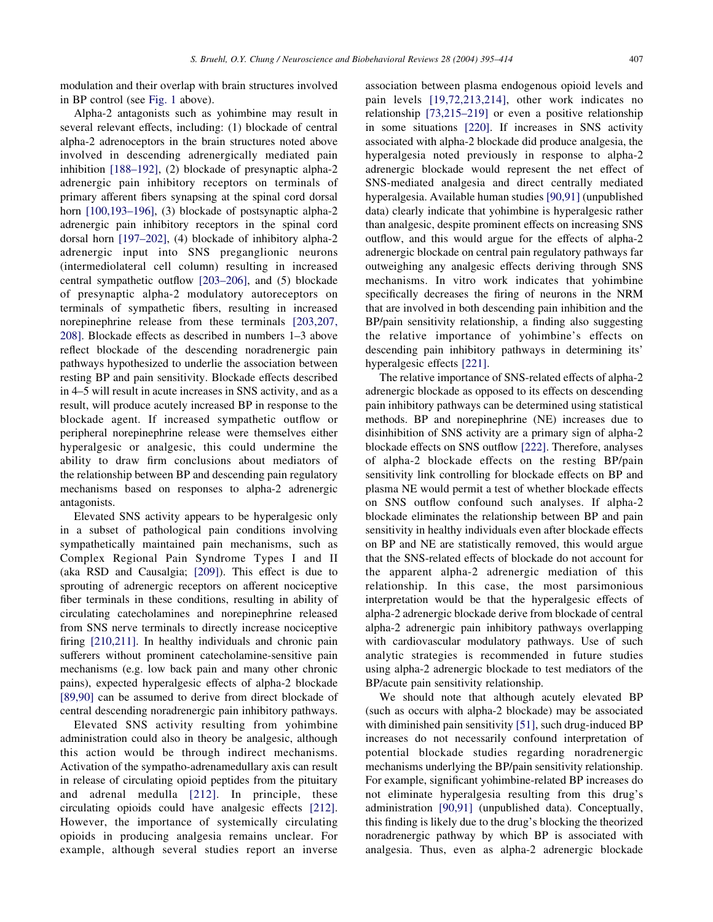modulation and their overlap with brain structures involved in BP control (see Fig. 1 above).

Alpha-2 antagonists such as yohimbine may result in several relevant effects, including: (1) blockade of central alpha-2 adrenoceptors in the brain structures noted above involved in descending adrenergically mediated pain inhibition [188–192], (2) blockade of presynaptic alpha-2 adrenergic pain inhibitory receptors on terminals of primary afferent fibers synapsing at the spinal cord dorsal horn [100,193–196], (3) blockade of postsynaptic alpha-2 adrenergic pain inhibitory receptors in the spinal cord dorsal horn [197–202], (4) blockade of inhibitory alpha-2 adrenergic input into SNS preganglionic neurons (intermediolateral cell column) resulting in increased central sympathetic outflow [203–206], and (5) blockade of presynaptic alpha-2 modulatory autoreceptors on terminals of sympathetic fibers, resulting in increased norepinephrine release from these terminals [203,207, 208]. Blockade effects as described in numbers 1–3 above reflect blockade of the descending noradrenergic pain pathways hypothesized to underlie the association between resting BP and pain sensitivity. Blockade effects described in 4–5 will result in acute increases in SNS activity, and as a result, will produce acutely increased BP in response to the blockade agent. If increased sympathetic outflow or peripheral norepinephrine release were themselves either hyperalgesic or analgesic, this could undermine the ability to draw firm conclusions about mediators of the relationship between BP and descending pain regulatory mechanisms based on responses to alpha-2 adrenergic antagonists.

Elevated SNS activity appears to be hyperalgesic only in a subset of pathological pain conditions involving sympathetically maintained pain mechanisms, such as Complex Regional Pain Syndrome Types I and II (aka RSD and Causalgia; [209]). This effect is due to sprouting of adrenergic receptors on afferent nociceptive fiber terminals in these conditions, resulting in ability of circulating catecholamines and norepinephrine released from SNS nerve terminals to directly increase nociceptive firing [210,211]. In healthy individuals and chronic pain sufferers without prominent catecholamine-sensitive pain mechanisms (e.g. low back pain and many other chronic pains), expected hyperalgesic effects of alpha-2 blockade [89,90] can be assumed to derive from direct blockade of central descending noradrenergic pain inhibitory pathways.

Elevated SNS activity resulting from yohimbine administration could also in theory be analgesic, although this action would be through indirect mechanisms. Activation of the sympatho-adrenamedullary axis can result in release of circulating opioid peptides from the pituitary and adrenal medulla [212]. In principle, these circulating opioids could have analgesic effects [212]. However, the importance of systemically circulating opioids in producing analgesia remains unclear. For example, although several studies report an inverse association between plasma endogenous opioid levels and pain levels [19,72,213,214], other work indicates no relationship [73,215–219] or even a positive relationship in some situations [220]. If increases in SNS activity associated with alpha-2 blockade did produce analgesia, the hyperalgesia noted previously in response to alpha-2 adrenergic blockade would represent the net effect of SNS-mediated analgesia and direct centrally mediated hyperalgesia. Available human studies [90,91] (unpublished data) clearly indicate that yohimbine is hyperalgesic rather than analgesic, despite prominent effects on increasing SNS outflow, and this would argue for the effects of alpha-2 adrenergic blockade on central pain regulatory pathways far outweighing any analgesic effects deriving through SNS mechanisms. In vitro work indicates that yohimbine specifically decreases the firing of neurons in the NRM that are involved in both descending pain inhibition and the BP/pain sensitivity relationship, a finding also suggesting the relative importance of yohimbine's effects on descending pain inhibitory pathways in determining its' hyperalgesic effects [221].

The relative importance of SNS-related effects of alpha-2 adrenergic blockade as opposed to its effects on descending pain inhibitory pathways can be determined using statistical methods. BP and norepinephrine (NE) increases due to disinhibition of SNS activity are a primary sign of alpha-2 blockade effects on SNS outflow [222]. Therefore, analyses of alpha-2 blockade effects on the resting BP/pain sensitivity link controlling for blockade effects on BP and plasma NE would permit a test of whether blockade effects on SNS outflow confound such analyses. If alpha-2 blockade eliminates the relationship between BP and pain sensitivity in healthy individuals even after blockade effects on BP and NE are statistically removed, this would argue that the SNS-related effects of blockade do not account for the apparent alpha-2 adrenergic mediation of this relationship. In this case, the most parsimonious interpretation would be that the hyperalgesic effects of alpha-2 adrenergic blockade derive from blockade of central alpha-2 adrenergic pain inhibitory pathways overlapping with cardiovascular modulatory pathways. Use of such analytic strategies is recommended in future studies using alpha-2 adrenergic blockade to test mediators of the BP/acute pain sensitivity relationship.

We should note that although acutely elevated BP (such as occurs with alpha-2 blockade) may be associated with diminished pain sensitivity [51], such drug-induced BP increases do not necessarily confound interpretation of potential blockade studies regarding noradrenergic mechanisms underlying the BP/pain sensitivity relationship. For example, significant yohimbine-related BP increases do not eliminate hyperalgesia resulting from this drug's administration [90,91] (unpublished data). Conceptually, this finding is likely due to the drug's blocking the theorized noradrenergic pathway by which BP is associated with analgesia. Thus, even as alpha-2 adrenergic blockade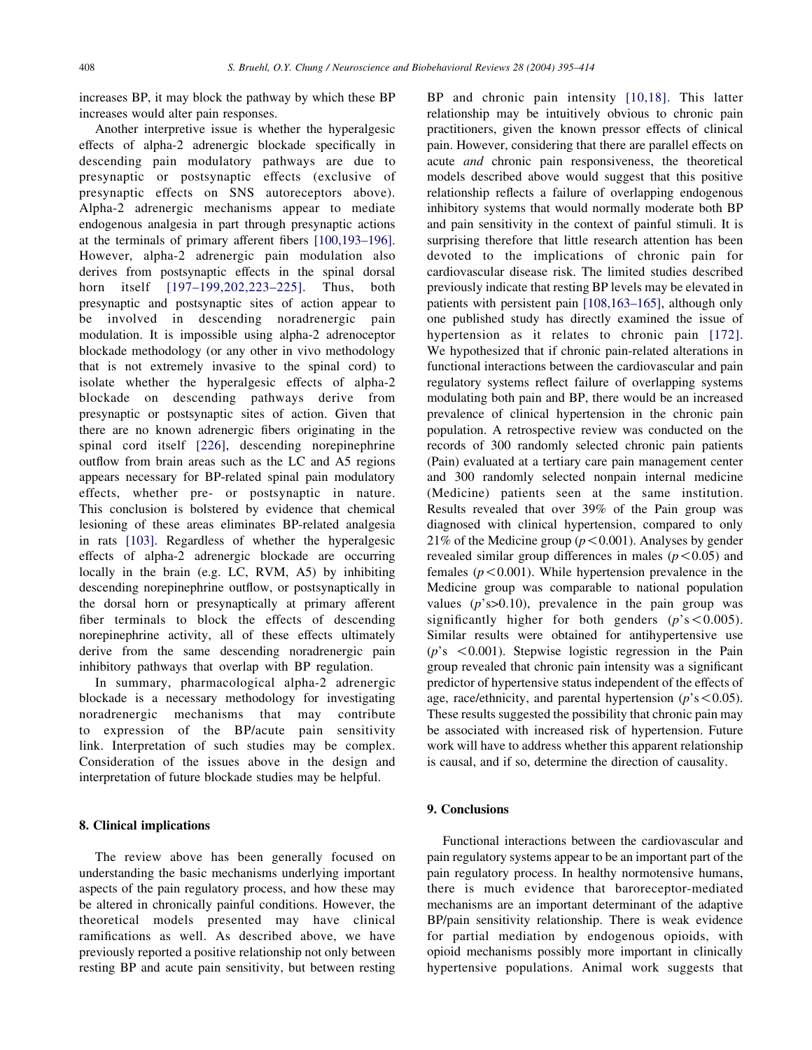increases BP, it may block the pathway by which these BP increases would alter pain responses.

Another interpretive issue is whether the hyperalgesic effects of alpha-2 adrenergic blockade specifically in descending pain modulatory pathways are due to presynaptic or postsynaptic effects (exclusive of presynaptic effects on SNS autoreceptors above). Alpha-2 adrenergic mechanisms appear to mediate endogenous analgesia in part through presynaptic actions at the terminals of primary afferent fibers [100,193–196]. However, alpha-2 adrenergic pain modulation also derives from postsynaptic effects in the spinal dorsal horn itself [197–199,202,223–225]. Thus, both presynaptic and postsynaptic sites of action appear to be involved in descending noradrenergic pain modulation. It is impossible using alpha-2 adrenoceptor blockade methodology (or any other in vivo methodology that is not extremely invasive to the spinal cord) to isolate whether the hyperalgesic effects of alpha-2 blockade on descending pathways derive from presynaptic or postsynaptic sites of action. Given that there are no known adrenergic fibers originating in the spinal cord itself [226], descending norepinephrine outflow from brain areas such as the LC and A5 regions appears necessary for BP-related spinal pain modulatory effects, whether pre- or postsynaptic in nature. This conclusion is bolstered by evidence that chemical lesioning of these areas eliminates BP-related analgesia in rats [103]. Regardless of whether the hyperalgesic effects of alpha-2 adrenergic blockade are occurring locally in the brain (e.g. LC, RVM, A5) by inhibiting descending norepinephrine outflow, or postsynaptically in the dorsal horn or presynaptically at primary afferent fiber terminals to block the effects of descending norepinephrine activity, all of these effects ultimately derive from the same descending noradrenergic pain inhibitory pathways that overlap with BP regulation.

In summary, pharmacological alpha-2 adrenergic blockade is a necessary methodology for investigating noradrenergic mechanisms that may contribute to expression of the BP/acute pain sensitivity link. Interpretation of such studies may be complex. Consideration of the issues above in the design and interpretation of future blockade studies may be helpful.

## 8. Clinical implications

The review above has been generally focused on understanding the basic mechanisms underlying important aspects of the pain regulatory process, and how these may be altered in chronically painful conditions. However, the theoretical models presented may have clinical ramifications as well. As described above, we have previously reported a positive relationship not only between resting BP and acute pain sensitivity, but between resting BP and chronic pain intensity [10,18]. This latter relationship may be intuitively obvious to chronic pain practitioners, given the known pressor effects of clinical pain. However, considering that there are parallel effects on acute *and* chronic pain responsiveness, the theoretical models described above would suggest that this positive relationship reflects a failure of overlapping endogenous inhibitory systems that would normally moderate both BP and pain sensitivity in the context of painful stimuli. It is surprising therefore that little research attention has been devoted to the implications of chronic pain for cardiovascular disease risk. The limited studies described previously indicate that resting BP levels may be elevated in patients with persistent pain [108,163–165], although only one published study has directly examined the issue of hypertension as it relates to chronic pain [172]. We hypothesized that if chronic pain-related alterations in functional interactions between the cardiovascular and pain regulatory systems reflect failure of overlapping systems modulating both pain and BP, there would be an increased prevalence of clinical hypertension in the chronic pain population. A retrospective review was conducted on the records of 300 randomly selected chronic pain patients (Pain) evaluated at a tertiary care pain management center and 300 randomly selected nonpain internal medicine (Medicine) patients seen at the same institution. Results revealed that over 39% of the Pain group was diagnosed with clinical hypertension, compared to only 21% of the Medicine group ($p<0.001$). Analyses by gender revealed similar group differences in males ($p<0.05$) and females ($p<0.001$). While hypertension prevalence in the Medicine group was comparable to national population values ($p$'s$>0.10$), prevalence in the pain group was significantly higher for both genders ($p$'s$<0.005$). Similar results were obtained for antihypertensive use ($p$'s $<0.001$). Stepwise logistic regression in the Pain group revealed that chronic pain intensity was a significant predictor of hypertensive status independent of the effects of age, race/ethnicity, and parental hypertension ($p$'s$<0.05$). These results suggested the possibility that chronic pain may be associated with increased risk of hypertension. Future work will have to address whether this apparent relationship is causal, and if so, determine the direction of causality.

## 9. Conclusions

Functional interactions between the cardiovascular and pain regulatory systems appear to be an important part of the pain regulatory process. In healthy normotensive humans, there is much evidence that baroreceptor-mediated mechanisms are an important determinant of the adaptive BP/pain sensitivity relationship. There is weak evidence for partial mediation by endogenous opioids, with opioid mechanisms possibly more important in clinically hypertensive populations. Animal work suggests that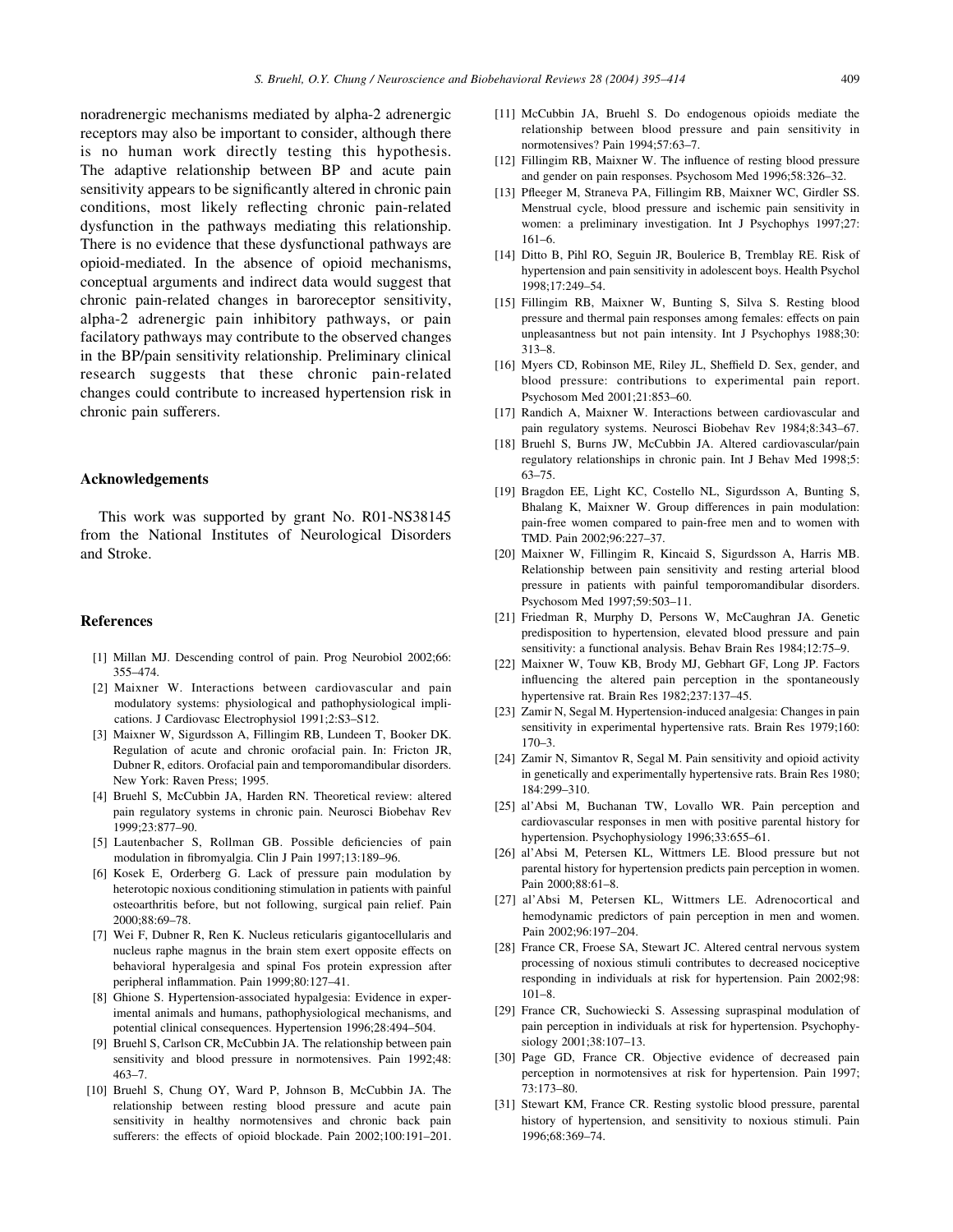noradrenergic mechanisms mediated by alpha-2 adrenergic receptors may also be important to consider, although there is no human work directly testing this hypothesis. The adaptive relationship between BP and acute pain sensitivity appears to be significantly altered in chronic pain conditions, most likely reflecting chronic pain-related dysfunction in the pathways mediating this relationship. There is no evidence that these dysfunctional pathways are opioid-mediated. In the absence of opioid mechanisms, conceptual arguments and indirect data would suggest that chronic pain-related changes in baroreceptor sensitivity, alpha-2 adrenergic pain inhibitory pathways, or pain facilatory pathways may contribute to the observed changes in the BP/pain sensitivity relationship. Preliminary clinical research suggests that these chronic pain-related changes could contribute to increased hypertension risk in chronic pain sufferers.

## Acknowledgements

This work was supported by grant No. R01-NS38145 from the National Institutes of Neurological Disorders and Stroke.

## References

[1] Millan MJ. Descending control of pain. Prog Neurobiol 2002;66: 355–474.

[2] Maixner W. Interactions between cardiovascular and pain modulatory systems: physiological and pathophysiological implications. J Cardiovasc Electrophysiol 1991;2:S3–S12.

[3] Maixner W, Sigurdsson A, Fillingim RB, Lundeen T, Booker DK. Regulation of acute and chronic orofacial pain. In: Fricton JR, Dubner R, editors. Orofacial pain and temporomandibular disorders. New York: Raven Press; 1995.

[4] Bruehl S, McCubbin JA, Harden RN. Theoretical review: altered pain regulatory systems in chronic pain. Neurosci Biobehav Rev 1999;23:877–90.

[5] Lautenbacher S, Rollman GB. Possible deficiencies of pain modulation in fibromyalgia. Clin J Pain 1997;13:189–96.

[6] Kosek E, Orderberg G. Lack of pressure pain modulation by heterotopic noxious conditioning stimulation in patients with painful osteoarthritis before, but not following, surgical pain relief. Pain 2000;88:69–78.

[7] Wei F, Dubner R, Ren K. Nucleus reticularis gigantocellularis and nucleus raphe magnus in the brain stem exert opposite effects on behavioral hyperalgesia and spinal Fos protein expression after peripheral inflammation. Pain 1999;80:127–41.

[8] Ghione S. Hypertension-associated hypalgesia: Evidence in experimental animals and humans, pathophysiological mechanisms, and potential clinical consequences. Hypertension 1996;28:494–504.

[9] Bruehl S, Carlson CR, McCubbin JA. The relationship between pain sensitivity and blood pressure in normotensives. Pain 1992;48: 463–7.

[10] Bruehl S, Chung OY, Ward P, Johnson B, McCubbin JA. The relationship between resting blood pressure and acute pain sensitivity in healthy normotensives and chronic back pain sufferers: the effects of opioid blockade. Pain 2002;100:191–201.

[11] McCubbin JA, Bruehl S. Do endogenous opioids mediate the relationship between blood pressure and pain sensitivity in normotensives? Pain 1994;57:63–7.

[12] Fillingim RB, Maixner W. The influence of resting blood pressure and gender on pain responses. Psychosom Med 1996;58:326–32.

[13] Pfleeger M, Straneva PA, Fillingim RB, Maixner WC, Girdler SS. Menstrual cycle, blood pressure and ischemic pain sensitivity in women: a preliminary investigation. Int J Psychophys 1997;27: 161–6.

[14] Ditto B, Pihl RO, Seguin JR, Boulerice B, Tremblay RE. Risk of hypertension and pain sensitivity in adolescent boys. Health Psychol 1998;17:249–54.

[15] Fillingim RB, Maixner W, Bunting S, Silva S. Resting blood pressure and thermal pain responses among females: effects on pain unpleasantness but not pain intensity. Int J Psychophys 1988;30: 313–8.

[16] Myers CD, Robinson ME, Riley JL, Sheffield D. Sex, gender, and blood pressure: contributions to experimental pain report. Psychosom Med 2001;21:853–60.

[17] Randich A, Maixner W. Interactions between cardiovascular and pain regulatory systems. Neurosci Biobehav Rev 1984;8:343–67.

[18] Bruehl S, Burns JW, McCubbin JA. Altered cardiovascular/pain regulatory relationships in chronic pain. Int J Behav Med 1998;5: 63–75.

[19] Bragdon EE, Light KC, Costello NL, Sigurdsson A, Bunting S, Bhalang K, Maixner W. Group differences in pain modulation: pain-free women compared to pain-free men and to women with TMD. Pain 2002;96:227–37.

[20] Maixner W, Fillingim R, Kincaid S, Sigurdsson A, Harris MB. Relationship between pain sensitivity and resting arterial blood pressure in patients with painful temporomandibular disorders. Psychosom Med 1997;59:503–11.

[21] Friedman R, Murphy D, Persons W, McCaughran JA. Genetic predisposition to hypertension, elevated blood pressure and pain sensitivity: a functional analysis. Behav Brain Res 1984;12:75–9.

[22] Maixner W, Touw KB, Brody MJ, Gebhart GF, Long JP. Factors influencing the altered pain perception in the spontaneously hypertensive rat. Brain Res 1982;237:137–45.

[23] Zamir N, Segal M. Hypertension-induced analgesia: Changes in pain sensitivity in experimental hypertensive rats. Brain Res 1979;160: 170–3.

[24] Zamir N, Simantov R, Segal M. Pain sensitivity and opioid activity in genetically and experimentally hypertensive rats. Brain Res 1980; 184:299–310.

[25] al'Absi M, Buchanan TW, Lovallo WR. Pain perception and cardiovascular responses in men with positive parental history for hypertension. Psychophysiology 1996;33:655–61.

[26] al'Absi M, Petersen KL, Wittmers LE. Blood pressure but not parental history for hypertension predicts pain perception in women. Pain 2000;88:61–8.

[27] al'Absi M, Petersen KL, Wittmers LE. Adrenocortical and hemodynamic predictors of pain perception in men and women. Pain 2002;96:197–204.

[28] France CR, Froese SA, Stewart JC. Altered central nervous system processing of noxious stimuli contributes to decreased nociceptive responding in individuals at risk for hypertension. Pain 2002;98: 101–8.

[29] France CR, Suchowiecki S. Assessing supraspinal modulation of pain perception in individuals at risk for hypertension. Psychophysiology 2001;38:107–13.

[30] Page GD, France CR. Objective evidence of decreased pain perception in normotensives at risk for hypertension. Pain 1997; 73:173–80.

[31] Stewart KM, France CR. Resting systolic blood pressure, parental history of hypertension, and sensitivity to noxious stimuli. Pain 1996;68:369–74.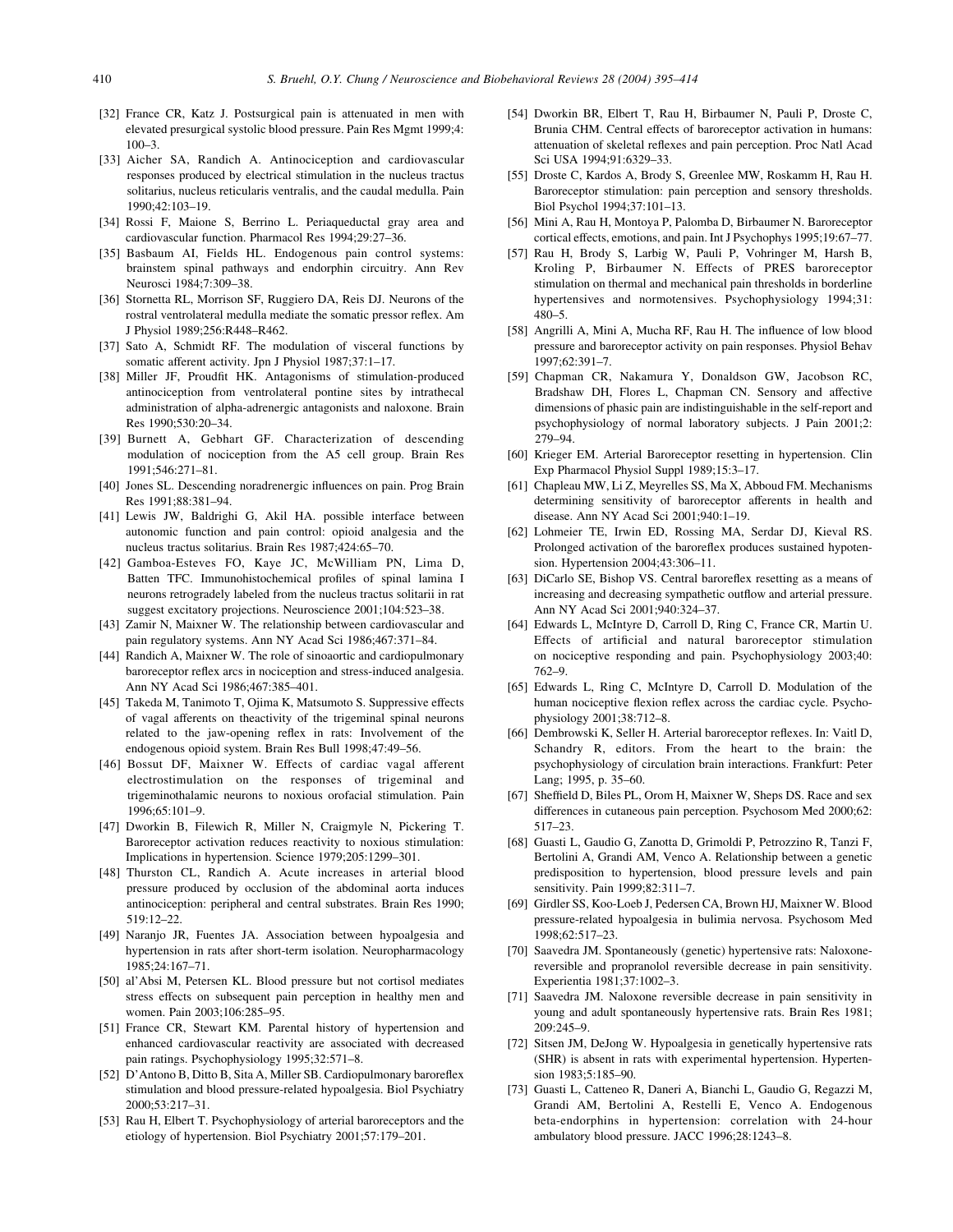[32] France CR, Katz J. Postsurgical pain is attenuated in men with elevated presurgical systolic blood pressure. Pain Res Mgmt 1999;4: 100–3.

[33] Aicher SA, Randich A. Antinociception and cardiovascular responses produced by electrical stimulation in the nucleus tractus solitarius, nucleus reticularis ventralis, and the caudal medulla. Pain 1990;42:103–19.

[34] Rossi F, Maione S, Berrino L. Periaqueductal gray area and cardiovascular function. Pharmacol Res 1994;29:27–36.

[35] Basbaum AI, Fields HL. Endogenous pain control systems: brainstem spinal pathways and endorphin circuitry. Ann Rev Neurosci 1984;7:309–38.

[36] Stornetta RL, Morrison SF, Ruggiero DA, Reis DJ. Neurons of the rostral ventrolateral medulla mediate the somatic pressor reflex. Am J Physiol 1989;256:R448–R462.

[37] Sato A, Schmidt RF. The modulation of visceral functions by somatic afferent activity. Jpn J Physiol 1987;37:1–17.

[38] Miller JF, Proudfit HK. Antagonisms of stimulation-produced antinociception from ventrolateral pontine sites by intrathecal administration of alpha-adrenergic antagonists and naloxone. Brain Res 1990;530:20–34.

[39] Burnett A, Gebhart GF. Characterization of descending modulation of nociception from the A5 cell group. Brain Res 1991;546:271–81.

[40] Jones SL. Descending noradrenergic influences on pain. Prog Brain Res 1991;88:381–94.

[41] Lewis JW, Baldrighi G, Akil HA. possible interface between autonomic function and pain control: opioid analgesia and the nucleus tractus solitarius. Brain Res 1987;424:65–70.

[42] Gamboa-Esteves FO, Kaye JC, McWilliam PN, Lima D, Batten TFC. Immunohistochemical profiles of spinal lamina I neurons retrogradely labeled from the nucleus tractus solitarii in rat suggest excitatory projections. Neuroscience 2001;104:523–38.

[43] Zamir N, Maixner W. The relationship between cardiovascular and pain regulatory systems. Ann NY Acad Sci 1986;467:371–84.

[44] Randich A, Maixner W. The role of sinoaortic and cardiopulmonary baroreceptor reflex arcs in nociception and stress-induced analgesia. Ann NY Acad Sci 1986;467:385–401.

[45] Takeda M, Tanimoto T, Ojima K, Matsumoto S. Suppressive effects of vagal afferents on theactivity of the trigeminal spinal neurons related to the jaw-opening reflex in rats: Involvement of the endogenous opioid system. Brain Res Bull 1998;47:49–56.

[46] Bossut DF, Maixner W. Effects of cardiac vagal afferent electrostimulation on the responses of trigeminal and trigeminothalamic neurons to noxious orofacial stimulation. Pain 1996;65:101–9.

[47] Dworkin B, Filewich R, Miller N, Craigmyle N, Pickering T. Baroreceptor activation reduces reactivity to noxious stimulation: Implications in hypertension. Science 1979;205:1299–301.

[48] Thurston CL, Randich A. Acute increases in arterial blood pressure produced by occlusion of the abdominal aorta induces antinociception: peripheral and central substrates. Brain Res 1990; 519:12–22.

[49] Naranjo JR, Fuentes JA. Association between hypoalgesia and hypertension in rats after short-term isolation. Neuropharmacology 1985;24:167–71.

[50] al'Absi M, Petersen KL. Blood pressure but not cortisol mediates stress effects on subsequent pain perception in healthy men and women. Pain 2003;106:285–95.

[51] France CR, Stewart KM. Parental history of hypertension and enhanced cardiovascular reactivity are associated with decreased pain ratings. Psychophysiology 1995;32:571–8.

[52] D'Antono B, Ditto B, Sita A, Miller SB. Cardiopulmonary baroreflex stimulation and blood pressure-related hypoalgesia. Biol Psychiatry 2000;53:217–31.

[53] Rau H, Elbert T. Psychophysiology of arterial baroreceptors and the etiology of hypertension. Biol Psychiatry 2001;57:179–201.

[54] Dworkin BR, Elbert T, Rau H, Birbaumer N, Pauli P, Droste C, Brunia CHM. Central effects of baroreceptor activation in humans: attenuation of skeletal reflexes and pain perception. Proc Natl Acad Sci USA 1994;91:6329–33.

[55] Droste C, Kardos A, Brody S, Greenlee MW, Roskamm H, Rau H. Baroreceptor stimulation: pain perception and sensory thresholds. Biol Psychol 1994;37:101–13.

[56] Mini A, Rau H, Montoya P, Palomba D, Birbaumer N. Baroreceptor cortical effects, emotions, and pain. Int J Psychophys 1995;19:67–77.

[57] Rau H, Brody S, Larbig W, Pauli P, Vohringer M, Harsh B, Kroling P, Birbaumer N. Effects of PRES baroreceptor stimulation on thermal and mechanical pain thresholds in borderline hypertensives and normotensives. Psychophysiology 1994;31: 480–5.

[58] Angrilli A, Mini A, Mucha RF, Rau H. The influence of low blood pressure and baroreceptor activity on pain responses. Physiol Behav 1997;62:391–7.

[59] Chapman CR, Nakamura Y, Donaldson GW, Jacobson RC, Bradshaw DH, Flores L, Chapman CN. Sensory and affective dimensions of phasic pain are indistinguishable in the self-report and psychophysiology of normal laboratory subjects. J Pain 2001;2: 279–94.

[60] Krieger EM. Arterial Baroreceptor resetting in hypertension. Clin Exp Pharmacol Physiol Suppl 1989;15:3–17.

[61] Chapleau MW, Li Z, Meyrelles SS, Ma X, Abboud FM. Mechanisms determining sensitivity of baroreceptor afferents in health and disease. Ann NY Acad Sci 2001;940:1–19.

[62] Lohmeier TE, Irwin ED, Rossing MA, Serdar DJ, Kieval RS. Prolonged activation of the baroreflex produces sustained hypotension. Hypertension 2004;43:306–11.

[63] DiCarlo SE, Bishop VS. Central baroreflex resetting as a means of increasing and decreasing sympathetic outflow and arterial pressure. Ann NY Acad Sci 2001;940:324–37.

[64] Edwards L, McIntyre D, Carroll D, Ring C, France CR, Martin U. Effects of artificial and natural baroreceptor stimulation on nociceptive responding and pain. Psychophysiology 2003;40: 762–9.

[65] Edwards L, Ring C, McIntyre D, Carroll D. Modulation of the human nociceptive flexion reflex across the cardiac cycle. Psychophysiology 2001;38:712–8.

[66] Dembrowski K, Seller H. Arterial baroreceptor reflexes. In: Vaitl D, Schandry R, editors. From the heart to the brain: the psychophysiology of circulation brain interactions. Frankfurt: Peter Lang; 1995, p. 35–60.

[67] Sheffield D, Biles PL, Orom H, Maixner W, Sheps DS. Race and sex differences in cutaneous pain perception. Psychosom Med 2000;62: 517–23.

[68] Guasti L, Gaudio G, Zanotta D, Grimoldi P, Petrozzino R, Tanzi F, Bertolini A, Grandi AM, Venco A. Relationship between a genetic predisposition to hypertension, blood pressure levels and pain sensitivity. Pain 1999;82:311–7.

[69] Girdler SS, Koo-Loeb J, Pedersen CA, Brown HJ, Maixner W. Blood pressure-related hypoalgesia in bulimia nervosa. Psychosom Med 1998;62:517–23.

[70] Saavedra JM. Spontaneously (genetic) hypertensive rats: Naloxone-reversible and propranolol reversible decrease in pain sensitivity. Experientia 1981;37:1002–3.

[71] Saavedra JM. Naloxone reversible decrease in pain sensitivity in young and adult spontaneously hypertensive rats. Brain Res 1981; 209:245–9.

[72] Sitsen JM, DeJong W. Hypoalgesia in genetically hypertensive rats (SHR) is absent in rats with experimental hypertension. Hypertension 1983;5:185–90.

[73] Guasti L, Catteneo R, Daneri A, Bianchi L, Gaudio G, Regazzi M, Grandi AM, Bertolini A, Restelli E, Venco A. Endogenous beta-endorphins in hypertension: correlation with 24-hour ambulatory blood pressure. JACC 1996;28:1243–8.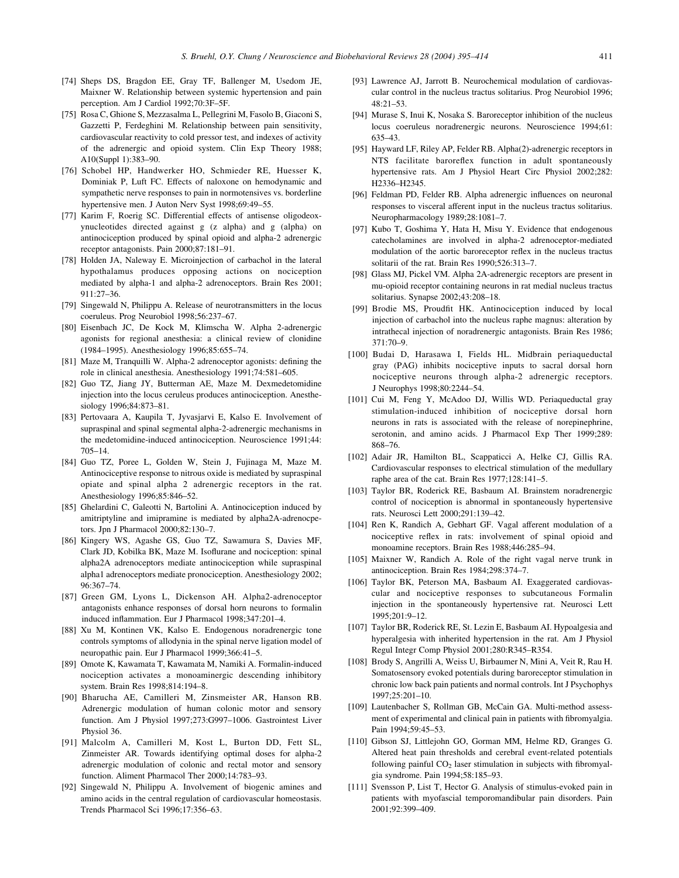[74] Sheps DS, Bragdon EE, Gray TF, Ballenger M, Usedom JE, Maixner W. Relationship between systemic hypertension and pain perception. Am J Cardiol 1992;70:3F–5F.

[75] Rosa C, Ghione S, Mezzasalma L, Pellegrini M, Fasolo B, Giaconi S, Gazzetti P, Ferdeghini M. Relationship between pain sensitivity, cardiovascular reactivity to cold pressor test, and indexes of activity of the adrenergic and opioid system. Clin Exp Theory 1988; A10(Suppl 1):383–90.

[76] Schobel HP, Handwerker HO, Schmieder RE, Huesser K, Dominiak P, Luft FC. Effects of naloxone on hemodynamic and sympathetic nerve responses to pain in normotensives vs. borderline hypertensive men. J Auton Nerv Syst 1998;69:49–55.

[77] Karim F, Roerig SC. Differential effects of antisense oligodeoxynucleotides directed against g (z alpha) and g (alpha) on antinociception produced by spinal opioid and alpha-2 adrenergic receptor antagonists. Pain 2000;87:181–91.

[78] Holden JA, Naleway E. Microinjection of carbachol in the lateral hypothalamus produces opposing actions on nociception mediated by alpha-1 and alpha-2 adrenoceptors. Brain Res 2001; 911:27–36.

[79] Singewald N, Philippu A. Release of neurotransmitters in the locus coeruleus. Prog Neurobiol 1998;56:237–67.

[80] Eisenbach JC, De Kock M, Klimscha W. Alpha 2-adrenergic agonists for regional anesthesia: a clinical review of clonidine (1984–1995). Anesthesiology 1996;85:655–74.

[81] Maze M, Tranquilli W. Alpha-2 adrenoceptor agonists: defining the role in clinical anesthesia. Anesthesiology 1991;74:581–605.

[82] Guo TZ, Jiang JY, Butterman AE, Maze M. Dexmedetomidine injection into the locus ceruleus produces antinociception. Anesthesiology 1996;84:873–81.

[83] Pertovaara A, Kaupila T, Jyvasjarvi E, Kalso E. Involvement of supraspinal and spinal segmental alpha-2-adrenergic mechanisms in the medetomidine-induced antinociception. Neuroscience 1991;44: 705–14.

[84] Guo TZ, Poree L, Golden W, Stein J, Fujinaga M, Maze M. Antinociceptive response to nitrous oxide is mediated by supraspinal opiate and spinal alpha 2 adrenergic receptors in the rat. Anesthesiology 1996;85:846–52.

[85] Ghelardini C, Galeotti N, Bartolini A. Antinociception induced by amitriptyline and imipramine is mediated by alpha2A-adrenocpetors. Jpn J Pharmacol 2000;82:130–7.

[86] Kingery WS, Agashe GS, Guo TZ, Sawamura S, Davies MF, Clark JD, Kobilka BK, Maze M. Isoflurane and nociception: spinal alpha2A adrenoceptors mediate antinociception while supraspinal alpha1 adrenoceptors mediate pronociception. Anesthesiology 2002; 96:367–74.

[87] Green GM, Lyons L, Dickenson AH. Alpha2-adrenoceptor antagonists enhance responses of dorsal horn neurons to formalin induced inflammation. Eur J Pharmacol 1998;347:201–4.

[88] Xu M, Kontinen VK, Kalso E. Endogenous noradrenergic tone controls symptoms of allodynia in the spinal nerve ligation model of neuropathic pain. Eur J Pharmacol 1999;366:41–5.

[89] Omote K, Kawamata T, Kawamata M, Namiki A. Formalin-induced nociception activates a monoaminergic descending inhibitory system. Brain Res 1998;814:194–8.

[90] Bharucha AE, Camilleri M, Zinsmeister AR, Hanson RB. Adrenergic modulation of human colonic motor and sensory function. Am J Physiol 1997;273:G997–1006. Gastrointest Liver Physiol 36.

[91] Malcolm A, Camilleri M, Kost L, Burton DD, Fett SL, Zinmeister AR. Towards identifying optimal doses for alpha-2 adrenergic modulation of colonic and rectal motor and sensory function. Aliment Pharmacol Ther 2000;14:783–93.

[92] Singewald N, Philippu A. Involvement of biogenic amines and amino acids in the central regulation of cardiovascular homeostasis. Trends Pharmacol Sci 1996;17:356–63.

[93] Lawrence AJ, Jarrott B. Neurochemical modulation of cardiovascular control in the nucleus tractus solitarius. Prog Neurobiol 1996; 48:21–53.

[94] Murase S, Inui K, Nosaka S. Baroreceptor inhibition of the nucleus locus coeruleus noradrenergic neurons. Neuroscience 1994;61: 635–43.

[95] Hayward LF, Riley AP, Felder RB. Alpha(2)-adrenergic receptors in NTS facilitate baroreflex function in adult spontaneously hypertensive rats. Am J Physiol Heart Circ Physiol 2002;282: H2336–H2345.

[96] Feldman PD, Felder RB. Alpha adrenergic influences on neuronal responses to visceral afferent input in the nucleus tractus solitarius. Neuropharmacology 1989;28:1081–7.

[97] Kubo T, Goshima Y, Hata H, Misu Y. Evidence that endogenous catecholamines are involved in alpha-2 adrenoceptor-mediated modulation of the aortic baroreceptor reflex in the nucleus tractus solitarii of the rat. Brain Res 1990;526:313–7.

[98] Glass MJ, Pickel VM. Alpha 2A-adrenergic receptors are present in mu-opioid receptor containing neurons in rat medial nucleus tractus solitarius. Synapse 2002;43:208–18.

[99] Brodie MS, Proudfit HK. Antinociception induced by local injection of carbachol into the nucleus raphe magnus: alteration by intrathecal injection of noradrenergic antagonists. Brain Res 1986; 371:70–9.

[100] Budai D, Harasawa I, Fields HL. Midbrain periaqueductal gray (PAG) inhibits nociceptive inputs to sacral dorsal horn nociceptive neurons through alpha-2 adrenergic receptors. J Neurophys 1998;80:2244–54.

[101] Cui M, Feng Y, McAdoo DJ, Willis WD. Periaqueductal gray stimulation-induced inhibition of nociceptive dorsal horn neurons in rats is associated with the release of norepinephrine, serotonin, and amino acids. J Pharmacol Exp Ther 1999;289: 868–76.

[102] Adair JR, Hamilton BL, Scappaticci A, Helke CJ, Gillis RA. Cardiovascular responses to electrical stimulation of the medullary raphe area of the cat. Brain Res 1977;128:141–5.

[103] Taylor BR, Roderick RE, Basbaum AI. Brainstem noradrenergic control of nociception is abnormal in spontaneously hypertensive rats. Neurosci Lett 2000;291:139–42.

[104] Ren K, Randich A, Gebhart GF. Vagal afferent modulation of a nociceptive reflex in rats: involvement of spinal opioid and monoamine receptors. Brain Res 1988;446:285–94.

[105] Maixner W, Randich A. Role of the right vagal nerve trunk in antinociception. Brain Res 1984;298:374–7.

[106] Taylor BK, Peterson MA, Basbaum AI. Exaggerated cardiovascular and nociceptive responses to subcutaneous Formalin injection in the spontaneously hypertensive rat. Neurosci Lett 1995;201:9–12.

[107] Taylor BR, Roderick RE, St. Lezin E, Basbaum AI. Hypoalgesia and hyperalgesia with inherited hypertension in the rat. Am J Physiol Regul Integr Comp Physiol 2001;280:R345–R354.

[108] Brody S, Angrilli A, Weiss U, Birbaumer N, Mini A, Veit R, Rau H. Somatosensory evoked potentials during baroreceptor stimulation in chronic low back pain patients and normal controls. Int J Psychophys 1997;25:201–10.

[109] Lautenbacher S, Rollman GB, McCain GA. Multi-method assessment of experimental and clinical pain in patients with fibromyalgia. Pain 1994;59:45–53.

[110] Gibson SJ, Littlejohn GO, Gorman MM, Helme RD, Granges G. Altered heat pain thresholds and cerebral event-related potentials following painful $CO_2$ laser stimulation in subjects with fibromyalgia syndrome. Pain 1994;58:185–93.

[111] Svensson P, List T, Hector G. Analysis of stimulus-evoked pain in patients with myofascial temporomandibular pain disorders. Pain 2001;92:399–409.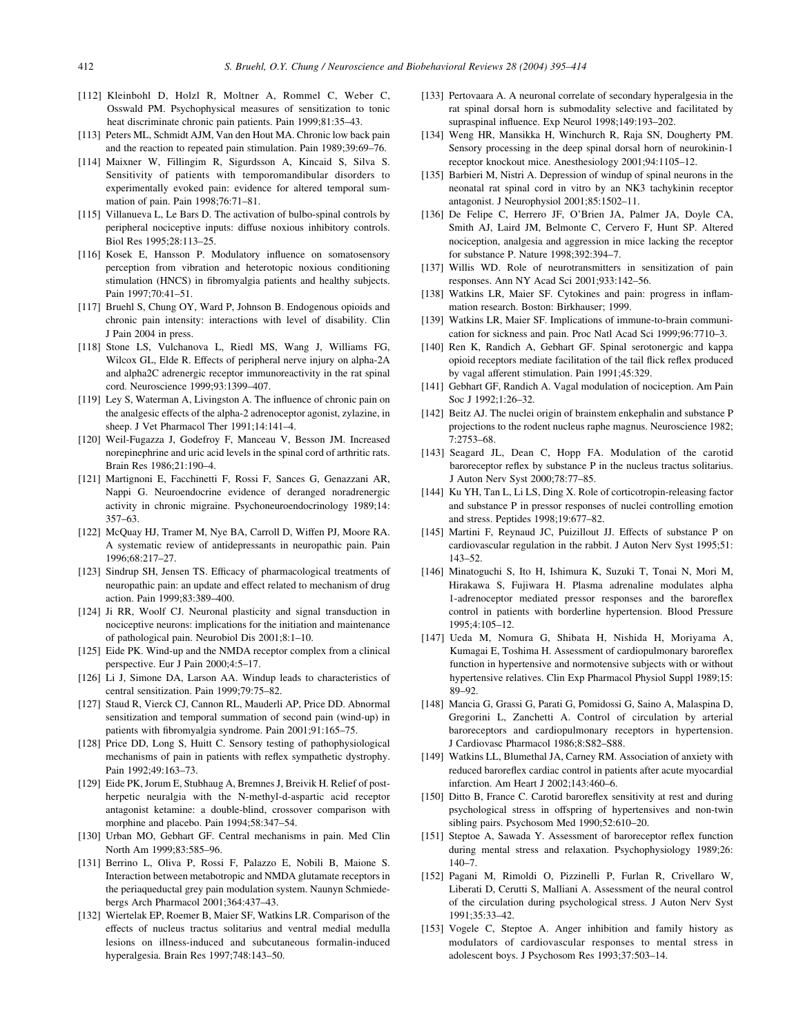[112] Kleinbohl D, Holzl R, Moltner A, Rommel C, Weber C, Osswald PM. Psychophysical measures of sensitization to tonic heat discriminate chronic pain patients. Pain 1999;81:35–43.

[113] Peters ML, Schmidt AJM, Van den Hout MA. Chronic low back pain and the reaction to repeated pain stimulation. Pain 1989;39:69–76.

[114] Maixner W, Fillingim R, Sigurdsson A, Kincaid S, Silva S. Sensitivity of patients with temporomandibular disorders to experimentally evoked pain: evidence for altered temporal summation of pain. Pain 1998;76:71–81.

[115] Villanueva L, Le Bars D. The activation of bulbo-spinal controls by peripheral nociceptive inputs: diffuse noxious inhibitory controls. Biol Res 1995;28:113–25.

[116] Kosek E, Hansson P. Modulatory influence on somatosensory perception from vibration and heterotopic noxious conditioning stimulation (HNCS) in fibromyalgia patients and healthy subjects. Pain 1997;70:41–51.

[117] Bruehl S, Chung OY, Ward P, Johnson B. Endogenous opioids and chronic pain intensity: interactions with level of disability. Clin J Pain 2004 in press.

[118] Stone LS, Vulchanova L, Riedl MS, Wang J, Williams FG, Wilcox GL, Elde R. Effects of peripheral nerve injury on alpha-2A and alpha2C adrenergic receptor immunoreactivity in the rat spinal cord. Neuroscience 1999;93:1399–407.

[119] Ley S, Waterman A, Livingston A. The influence of chronic pain on the analgesic effects of the alpha-2 adrenoceptor agonist, zylazine, in sheep. J Vet Pharmacol Ther 1991;14:141–4.

[120] Weil-Fugazza J, Godefroy F, Manceau V, Besson JM. Increased norepinephrine and uric acid levels in the spinal cord of arthritic rats. Brain Res 1986;21:190–4.

[121] Martignoni E, Facchinetti F, Rossi F, Sances G, Genazzani AR, Nappi G. Neuroendocrine evidence of deranged noradrenergic activity in chronic migraine. Psychoneuroendocrinology 1989;14: 357–63.

[122] McQuay HJ, Tramer M, Nye BA, Carroll D, Wiffen PJ, Moore RA. A systematic review of antidepressants in neuropathic pain. Pain 1996;68:217–27.

[123] Sindrup SH, Jensen TS. Efficacy of pharmacological treatments of neuropathic pain: an update and effect related to mechanism of drug action. Pain 1999;83:389–400.

[124] Ji RR, Woolf CJ. Neuronal plasticity and signal transduction in nociceptive neurons: implications for the initiation and maintenance of pathological pain. Neurobiol Dis 2001;8:1–10.

[125] Eide PK. Wind-up and the NMDA receptor complex from a clinical perspective. Eur J Pain 2000;4:5–17.

[126] Li J, Simone DA, Larson AA. Windup leads to characteristics of central sensitization. Pain 1999;79:75–82.

[127] Staud R, Vierck CJ, Cannon RL, Mauderli AP, Price DD. Abnormal sensitization and temporal summation of second pain (wind-up) in patients with fibromyalgia syndrome. Pain 2001;91:165–75.

[128] Price DD, Long S, Huitt C. Sensory testing of pathophysiological mechanisms of pain in patients with reflex sympathetic dystrophy. Pain 1992;49:163–73.

[129] Eide PK, Jorum E, Stubhaug A, Bremnes J, Breivik H. Relief of post-herpetic neuralgia with the N-methyl-d-aspartic acid receptor antagonist ketamine: a double-blind, crossover comparison with morphine and placebo. Pain 1994;58:347–54.

[130] Urban MO, Gebhart GF. Central mechanisms in pain. Med Clin North Am 1999;83:585–96.

[131] Berrino L, Oliva P, Rossi F, Palazzo E, Nobili B, Maione S. Interaction between metabotropic and NMDA glutamate receptors in the periaqueductal grey pain modulation system. Naunyn Schmiedebergs Arch Pharmacol 2001;364:437–43.

[132] Wiertelak EP, Roemer B, Maier SF, Watkins LR. Comparison of the effects of nucleus tractus solitarius and ventral medial medulla lesions on illness-induced and subcutaneous formalin-induced hyperalgesia. Brain Res 1997;748:143–50.

[133] Pertovaara A. A neuronal correlate of secondary hyperalgesia in the rat spinal dorsal horn is submodality selective and facilitated by supraspinal influence. Exp Neurol 1998;149:193–202.

[134] Weng HR, Mansikka H, Winchurch R, Raja SN, Dougherty PM. Sensory processing in the deep spinal dorsal horn of neurokinin-1 receptor knockout mice. Anesthesiology 2001;94:1105–12.

[135] Barbieri M, Nistri A. Depression of windup of spinal neurons in the neonatal rat spinal cord in vitro by an NK3 tachykinin receptor antagonist. J Neurophysiol 2001;85:1502–11.

[136] De Felipe C, Herrero JF, O'Brien JA, Palmer JA, Doyle CA, Smith AJ, Laird JM, Belmonte C, Cervero F, Hunt SP. Altered nociception, analgesia and aggression in mice lacking the receptor for substance P. Nature 1998;392:394–7.

[137] Willis WD. Role of neurotransmitters in sensitization of pain responses. Ann NY Acad Sci 2001;933:142–56.

[138] Watkins LR, Maier SF. Cytokines and pain: progress in inflammation research. Boston: Birkhauser; 1999.

[139] Watkins LR, Maier SF. Implications of immune-to-brain communication for sickness and pain. Proc Natl Acad Sci 1999;96:7710–3.

[140] Ren K, Randich A, Gebhart GF. Spinal serotonergic and kappa opioid receptors mediate facilitation of the tail flick reflex produced by vagal afferent stimulation. Pain 1991;45:329.

[141] Gebhart GF, Randich A. Vagal modulation of nociception. Am Pain Soc J 1992;1:26–32.

[142] Beitz AJ. The nuclei origin of brainstem enkephalin and substance P projections to the rodent nucleus raphe magnus. Neuroscience 1982; 7:2753–68.

[143] Seagard JL, Dean C, Hopp FA. Modulation of the carotid baroreceptor reflex by substance P in the nucleus tractus solitarius. J Auton Nerv Syst 2000;78:77–85.

[144] Ku YH, Tan L, Li LS, Ding X. Role of corticotropin-releasing factor and substance P in pressor responses of nuclei controlling emotion and stress. Peptides 1998;19:677–82.

[145] Martini F, Reynaud JC, Puizillout JJ. Effects of substance P on cardiovascular regulation in the rabbit. J Auton Nerv Syst 1995;51: 143–52.

[146] Minatoguchi S, Ito H, Ishimura K, Suzuki T, Tonai N, Mori M, Hirakawa S, Fujiwara H. Plasma adrenaline modulates alpha 1-adrenoceptor mediated pressor responses and the baroreflex control in patients with borderline hypertension. Blood Pressure 1995;4:105–12.

[147] Ueda M, Nomura G, Shibata H, Nishida H, Moriyama A, Kumagai E, Toshima H. Assessment of cardiopulmonary baroreflex function in hypertensive and normotensive subjects with or without hypertensive relatives. Clin Exp Pharmacol Physiol Suppl 1989;15: 89–92.

[148] Mancia G, Grassi G, Parati G, Pomidossi G, Saino A, Malaspina D, Gregorini L, Zanchetti A. Control of circulation by arterial baroreceptors and cardiopulmonary receptors in hypertension. J Cardiovasc Pharmacol 1986;8:S82–S88.

[149] Watkins LL, Blumethal JA, Carney RM. Association of anxiety with reduced baroreflex cardiac control in patients after acute myocardial infarction. Am Heart J 2002;143:460–6.

[150] Ditto B, France C. Carotid baroreflex sensitivity at rest and during psychological stress in offspring of hypertensives and non-twin sibling pairs. Psychosom Med 1990;52:610–20.

[151] Steptoe A, Sawada Y. Assessment of baroreceptor reflex function during mental stress and relaxation. Psychophysiology 1989;26: 140–7.

[152] Pagani M, Rimoldi O, Pizzinelli P, Furlan R, Crivellaro W, Liberati D, Cerutti S, Malliani A. Assessment of the neural control of the circulation during psychological stress. J Auton Nerv Syst 1991;35:33–42.

[153] Vogele C, Steptoe A. Anger inhibition and family history as modulators of cardiovascular responses to mental stress in adolescent boys. J Psychosom Res 1993;37:503–14.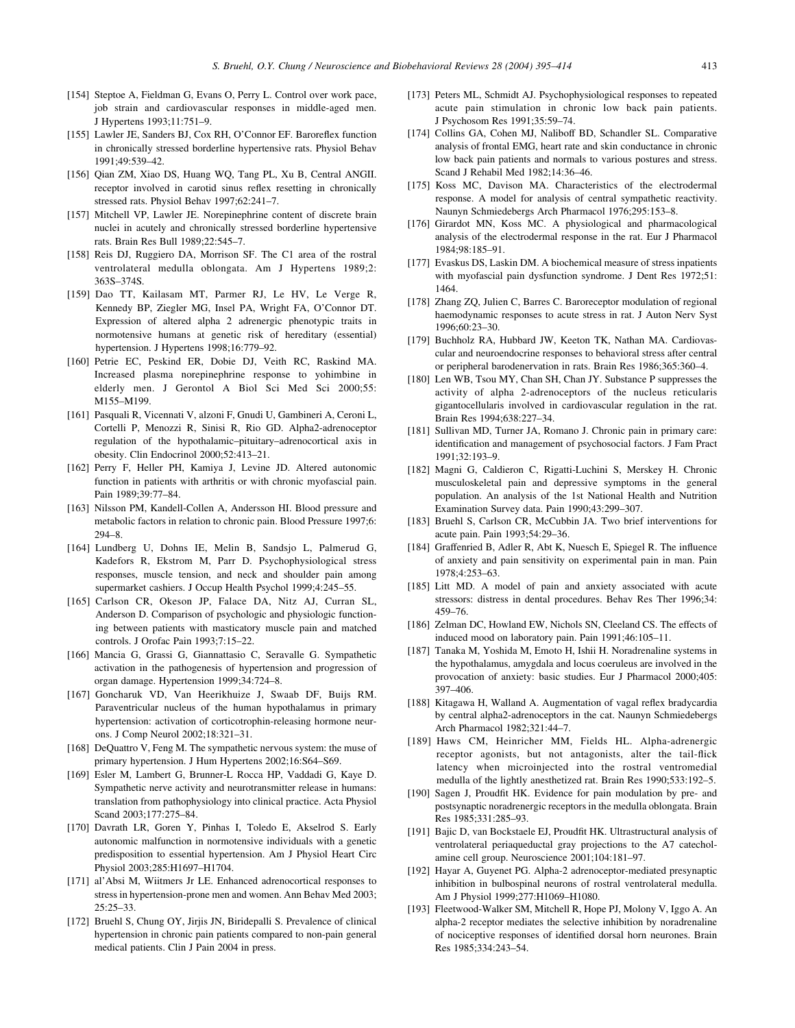[154] Steptoe A, Fieldman G, Evans O, Perry L. Control over work pace, job strain and cardiovascular responses in middle-aged men. J Hypertens 1993;11:751–9.

[155] Lawler JE, Sanders BJ, Cox RH, O'Connor EF. Baroreflex function in chronically stressed borderline hypertensive rats. Physiol Behav 1991;49:539–42.

[156] Qian ZM, Xiao DS, Huang WQ, Tang PL, Xu B, Central ANGII. receptor involved in carotid sinus reflex resetting in chronically stressed rats. Physiol Behav 1997;62:241–7.

[157] Mitchell VP, Lawler JE. Norepinephrine content of discrete brain nuclei in acutely and chronically stressed borderline hypertensive rats. Brain Res Bull 1989;22:545–7.

[158] Reis DJ, Ruggiero DA, Morrison SF. The C1 area of the rostral ventrolateral medulla oblongata. Am J Hypertens 1989;2: 363S–374S.

[159] Dao TT, Kailasam MT, Parmer RJ, Le HV, Le Verge R, Kennedy BP, Ziegler MG, Insel PA, Wright FA, O'Connor DT. Expression of altered alpha 2 adrenergic phenotypic traits in normotensive humans at genetic risk of hereditary (essential) hypertension. J Hypertens 1998;16:779–92.

[160] Petrie EC, Peskind ER, Dobie DJ, Veith RC, Raskind MA. Increased plasma norepinephrine response to yohimbine in elderly men. J Gerontol A Biol Sci Med Sci 2000;55: M155–M199.

[161] Pasquali R, Vicennati V, alzoni F, Gnudi U, Gambineri A, Ceroni L, Cortelli P, Menozzi R, Sinisi R, Rio GD. Alpha2-adrenoceptor regulation of the hypothalamic–pituitary–adrenocortical axis in obesity. Clin Endocrinol 2000;52:413–21.

[162] Perry F, Heller PH, Kamiya J, Levine JD. Altered autonomic function in patients with arthritis or with chronic myofascial pain. Pain 1989;39:77–84.

[163] Nilsson PM, Kandell-Collen A, Andersson HI. Blood pressure and metabolic factors in relation to chronic pain. Blood Pressure 1997;6: 294–8.

[164] Lundberg U, Dohns IE, Melin B, Sandsjo L, Palmerud G, Kadefors R, Ekstrom M, Parr D. Psychophysiological stress responses, muscle tension, and neck and shoulder pain among supermarket cashiers. J Occup Health Psychol 1999;4:245–55.

[165] Carlson CR, Okeson JP, Falace DA, Nitz AJ, Curran SL, Anderson D. Comparison of psychologic and physiologic functioning between patients with masticatory muscle pain and matched controls. J Orofac Pain 1993;7:15–22.

[166] Mancia G, Grassi G, Giannattasio C, Seravalle G. Sympathetic activation in the pathogenesis of hypertension and progression of organ damage. Hypertension 1999;34:724–8.

[167] Goncharuk VD, Van Heerikhuize J, Swaab DF, Buijs RM. Paraventricular nucleus of the human hypothalamus in primary hypertension: activation of corticotrophin-releasing hormone neurons. J Comp Neurol 2002;18:321–31.

[168] DeQuattro V, Feng M. The sympathetic nervous system: the muse of primary hypertension. J Hum Hypertens 2002;16:S64–S69.

[169] Esler M, Lambert G, Brunner-L Rocca HP, Vaddadi G, Kaye D. Sympathetic nerve activity and neurotransmitter release in humans: translation from pathophysiology into clinical practice. Acta Physiol Scand 2003;177:275–84.

[170] Davrath LR, Goren Y, Pinhas I, Toledo E, Akselrod S. Early autonomic malfunction in normotensive individuals with a genetic predisposition to essential hypertension. Am J Physiol Heart Circ Physiol 2003;285:H1697–H1704.

[171] al'Absi M, Wiitmers Jr LE. Enhanced adrenocortical responses to stress in hypertension-prone men and women. Ann Behav Med 2003; 25:25–33.

[172] Bruehl S, Chung OY, Jirjis JN, Biridepalli S. Prevalence of clinical hypertension in chronic pain patients compared to non-pain general medical patients. Clin J Pain 2004 in press.

[173] Peters ML, Schmidt AJ. Psychophysiological responses to repeated acute pain stimulation in chronic low back pain patients. J Psychosom Res 1991;35:59–74.

[174] Collins GA, Cohen MJ, Naliboff BD, Schandler SL. Comparative analysis of frontal EMG, heart rate and skin conductance in chronic low back pain patients and normals to various postures and stress. Scand J Rehabil Med 1982;14:36–46.

[175] Koss MC, Davison MA. Characteristics of the electrodermal response. A model for analysis of central sympathetic reactivity. Naunyn Schmiedebergs Arch Pharmacol 1976;295:153–8.

[176] Girardot MN, Koss MC. A physiological and pharmacological analysis of the electrodermal response in the rat. Eur J Pharmacol 1984;98:185–91.

[177] Evaskus DS, Laskin DM. A biochemical measure of stress inpatients with myofascial pain dysfunction syndrome. J Dent Res 1972;51: 1464.

[178] Zhang ZQ, Julien C, Barres C. Baroreceptor modulation of regional haemodynamic responses to acute stress in rat. J Auton Nerv Syst 1996;60:23–30.

[179] Buchholz RA, Hubbard JW, Keeton TK, Nathan MA. Cardiovascular and neuroendocrine responses to behavioral stress after central or peripheral barodenervation in rats. Brain Res 1986;365:360–4.

[180] Len WB, Tsou MY, Chan SH, Chan JY. Substance P suppresses the activity of alpha 2-adrenoceptors of the nucleus reticularis gigantocellularis involved in cardiovascular regulation in the rat. Brain Res 1994;638:227–34.

[181] Sullivan MD, Turner JA, Romano J. Chronic pain in primary care: identification and management of psychosocial factors. J Fam Pract 1991;32:193–9.

[182] Magni G, Caldieron C, Rigatti-Luchini S, Merskey H. Chronic musculoskeletal pain and depressive symptoms in the general population. An analysis of the 1st National Health and Nutrition Examination Survey data. Pain 1990;43:299–307.

[183] Bruehl S, Carlson CR, McCubbin JA. Two brief interventions for acute pain. Pain 1993;54:29–36.

[184] Graffenried B, Adler R, Abt K, Nuesch E, Spiegel R. The influence of anxiety and pain sensitivity on experimental pain in man. Pain 1978;4:253–63.

[185] Litt MD. A model of pain and anxiety associated with acute stressors: distress in dental procedures. Behav Res Ther 1996;34: 459–76.

[186] Zelman DC, Howland EW, Nichols SN, Cleeland CS. The effects of induced mood on laboratory pain. Pain 1991;46:105–11.

[187] Tanaka M, Yoshida M, Emoto H, Ishii H. Noradrenaline systems in the hypothalamus, amygdala and locus coeruleus are involved in the provocation of anxiety: basic studies. Eur J Pharmacol 2000;405: 397–406.

[188] Kitagawa H, Walland A. Augmentation of vagal reflex bradycardia by central alpha2-adrenoceptors in the cat. Naunyn Schmiedebergs Arch Pharmacol 1982;321:44–7.

[189] Haws CM, Heinricher MM, Fields HL. Alpha-adrenergic receptor agonists, but not antagonists, alter the tail-flick latency when microinjected into the rostral ventromedial medulla of the lightly anesthetized rat. Brain Res 1990;533:192–5.

[190] Sagen J, Proudfit HK. Evidence for pain modulation by pre- and postsynaptic noradrenergic receptors in the medulla oblongata. Brain Res 1985;331:285–93.

[191] Bajic D, van Bockstaele EJ, Proudfit HK. Ultrastructural analysis of ventrolateral periaqueductal gray projections to the A7 catecholamine cell group. Neuroscience 2001;104:181–97.

[192] Hayar A, Guyenet PG. Alpha-2 adrenoceptor-mediated presynaptic inhibition in bulbospinal neurons of rostral ventrolateral medulla. Am J Physiol 1999;277:H1069–H1080.

[193] Fleetwood-Walker SM, Mitchell R, Hope PJ, Molony V, Iggo A. An alpha-2 receptor mediates the selective inhibition by noradrenaline of nociceptive responses of identified dorsal horn neurones. Brain Res 1985;334:243–54.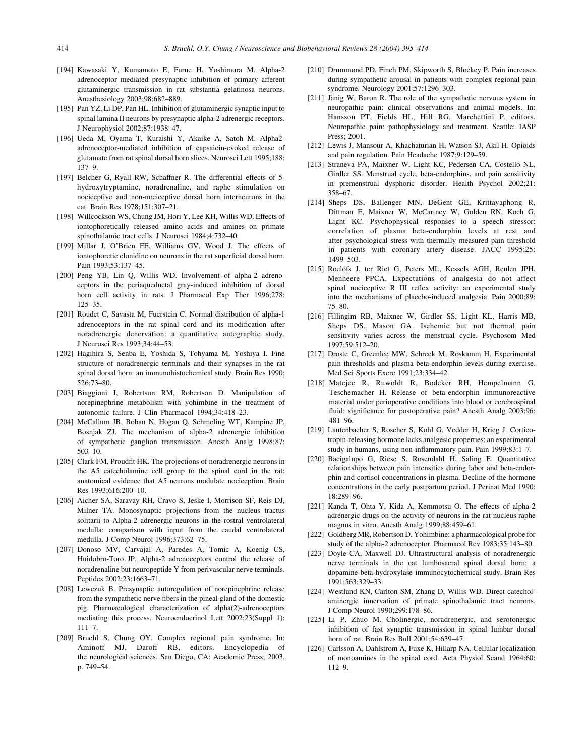[194] Kawasaki Y, Kumamoto E, Furue H, Yoshimura M. Alpha-2 adrenoceptor mediated presynaptic inhibition of primary afferent glutaminergic transmission in rat substantia gelatinosa neurons. Anesthesiology 2003;98:682–889.

[195] Pan YZ, Li DP, Pan HL. Inhibition of glutaminergic synaptic input to spinal lamina II neurons by presynaptic alpha-2 adrenergic receptors. J Neurophysiol 2002;87:1938–47.

[196] Ueda M, Oyama T, Kuraishi Y, Akaike A, Satoh M. Alpha2-adrenoceptor-mediated inhibition of capsaicin-evoked release of glutamate from rat spinal dorsal horn slices. Neurosci Lett 1995;188: 137–9.

[197] Belcher G, Ryall RW, Schaffner R. The differential effects of 5-hydroxytryptamine, noradrenaline, and raphe stimulation on nociceptive and non-nociceptive dorsal horn interneurons in the cat. Brain Res 1978;151:307–21.

[198] Willcockson WS, Chung JM, Hori Y, Lee KH, Willis WD. Effects of iontophoretically released amino acids and amines on primate spinothalamic tract cells. J Neurosci 1984;4:732–40.

[199] Millar J, O'Brien FE, Williams GV, Wood J. The effects of iontophoretic clonidine on neurons in the rat superficial dorsal horn. Pain 1993;53:137–45.

[200] Peng YB, Lin Q, Willis WD. Involvement of alpha-2 adrenoceptors in the periaqueductal gray-induced inhibition of dorsal horn cell activity in rats. J Pharmacol Exp Ther 1996;278: 125–35.

[201] Roudet C, Savasta M, Fuerstein C. Normal distribution of alpha-1 adrenoceptors in the rat spinal cord and its modification after noradrenergic denervation: a quantitative autographic study. J Neurosci Res 1993;34:44–53.

[202] Hagihira S, Senba E, Yoshida S, Tohyama M, Yoshiya I. Fine structure of noradrenergic terminals and their synapses in the rat spinal dorsal horn: an immunohistochemical study. Brain Res 1990; 526:73–80.

[203] Biaggioni I, Robertson RM, Robertson D. Manipulation of norepinephrine metabolism with yohimbine in the treatment of autonomic failure. J Clin Pharmacol 1994;34:418–23.

[204] McCallum JB, Boban N, Hogan Q, Schmeling WT, Kampine JP, Bosnjak ZJ. The mechanism of alpha-2 adrenergic inhibition of sympathetic ganglion transmission. Anesth Analg 1998;87: 503–10.

[205] Clark FM, Proudfit HK. The projections of noradrenergic neurons in the A5 catecholamine cell group to the spinal cord in the rat: anatomical evidence that A5 neurons modulate nociception. Brain Res 1993;616:200–10.

[206] Aicher SA, Saravay RH, Cravo S, Jeske I, Morrison SF, Reis DJ, Milner TA. Monosynaptic projections from the nucleus tractus solitarii to Alpha-2 adrenergic neurons in the rostral ventrolateral medulla: comparison with input from the caudal ventrolateral medulla. J Comp Neurol 1996;373:62–75.

[207] Donoso MV, Carvajal A, Paredes A, Tomic A, Koenig CS, Huidobro-Toro JP. Alpha-2 adrenoceptors control the release of noradrenaline but neuropeptide Y from perivascular nerve terminals. Peptides 2002;23:1663–71.

[208] Lewczuk B. Presynaptic autoregulation of norepinephrine release from the sympathetic nerve fibers in the pineal gland of the domestic pig. Pharmacological characterization of alpha(2)-adrenoceptors mediating this process. Neuroendocrinol Lett 2002;23(Suppl 1): 111–7.

[209] Bruehl S, Chung OY. Complex regional pain syndrome. In: Aminoff MJ, Daroff RB, editors. Encyclopedia of the neurological sciences. San Diego, CA: Academic Press; 2003, p. 749–54.

[210] Drummond PD, Finch PM, Skipworth S, Blockey P. Pain increases during sympathetic arousal in patients with complex regional pain syndrome. Neurology 2001;57:1296–303.

[211] Jänig W, Baron R. The role of the sympathetic nervous system in neuropathic pain: clinical observations and animal models. In: Hansson PT, Fields HL, Hill RG, Marchettini P, editors. Neuropathic pain: pathophysiology and treatment. Seattle: IASP Press; 2001.

[212] Lewis J, Mansour A, Khachaturian H, Watson SJ, Akil H. Opioids and pain regulation. Pain Headache 1987;9:129–59.

[213] Straneva PA, Maixner W, Light KC, Pedersen CA, Costello NL, Girdler SS. Menstrual cycle, beta-endorphins, and pain sensitivity in premenstrual dysphoric disorder. Health Psychol 2002;21: 358–67.

[214] Sheps DS, Ballenger MN, DeGent GE, Krittayaphong R, Dittman E, Maixner W, McCartney W, Golden RN, Koch G, Light KC. Psychophysical responses to a speech stressor: correlation of plasma beta-endorphin levels at rest and after psychological stress with thermally measured pain threshold in patients with coronary artery disease. JACC 1995;25: 1499–503.

[215] Roelofs J, ter Riet G, Peters ML, Kessels AGH, Reulen JPH, Menheere PPCA. Expectations of analgesia do not affect spinal nociceptive R III reflex activity: an experimental study into the mechanisms of placebo-induced analgesia. Pain 2000;89: 75–80.

[216] Fillingim RB, Maixner W, Girdler SS, Light KL, Harris MB, Sheps DS, Mason GA. Ischemic but not thermal pain sensitivity varies across the menstrual cycle. Psychosom Med 1997;59:512–20.

[217] Droste C, Greenlee MW, Schreck M, Roskamm H. Experimental pain thresholds and plasma beta-endorphin levels during exercise. Med Sci Sports Exerc 1991;23:334–42.

[218] Matejec R, Ruwoldt R, Bodeker RH, Hempelmann G, Teschemacher H. Release of beta-endorphin immunoreactive material under perioperative conditions into blood or cerebrospinal fluid: significance for postoperative pain? Anesth Analg 2003;96: 481–96.

[219] Lautenbacher S, Roscher S, Kohl G, Vedder H, Krieg J. Corticotropin-releasing hormone lacks analgesic properties: an experimental study in humans, using non-inflammatory pain. Pain 1999;83:1–7.

[220] Bacigalupo G, Riese S, Rosendahl H, Saling E. Quantitative relationships between pain intensities during labor and beta-endorphin and cortisol concentrations in plasma. Decline of the hormone concentrations in the early postpartum period. J Perinat Med 1990; 18:289–96.

[221] Kanda T, Ohta Y, Kida A, Kemmotsu O. The effects of alpha-2 adrenergic drugs on the activity of neurons in the rat nucleus raphe magnus in vitro. Anesth Analg 1999;88:459–61.

[222] Goldberg MR, Robertson D. Yohimbine: a pharmacological probe for study of the alpha-2 adrenoceptor. Pharmacol Rev 1983;35:143–80.

[223] Doyle CA, Maxwell DJ. Ultrastructural analysis of noradrenergic nerve terminals in the cat lumbosacral spinal dorsal horn: a dopamine-beta-hydroxylase immunocytochemical study. Brain Res 1991;563:329–33.

[224] Westlund KN, Carlton SM, Zhang D, Willis WD. Direct catecholaminergic innervation of primate spinothalamic tract neurons. J Comp Neurol 1990;299:178–86.

[225] Li P, Zhuo M. Cholinergic, noradrenergic, and serotonergic inhibition of fast synaptic transmission in spinal lumbar dorsal horn of rat. Brain Res Bull 2001;54:639–47.

[226] Carlsson A, Dahlstrom A, Fuxe K, Hillarp NA. Cellular localization of monoamines in the spinal cord. Acta Physiol Scand 1964;60: 112–9.